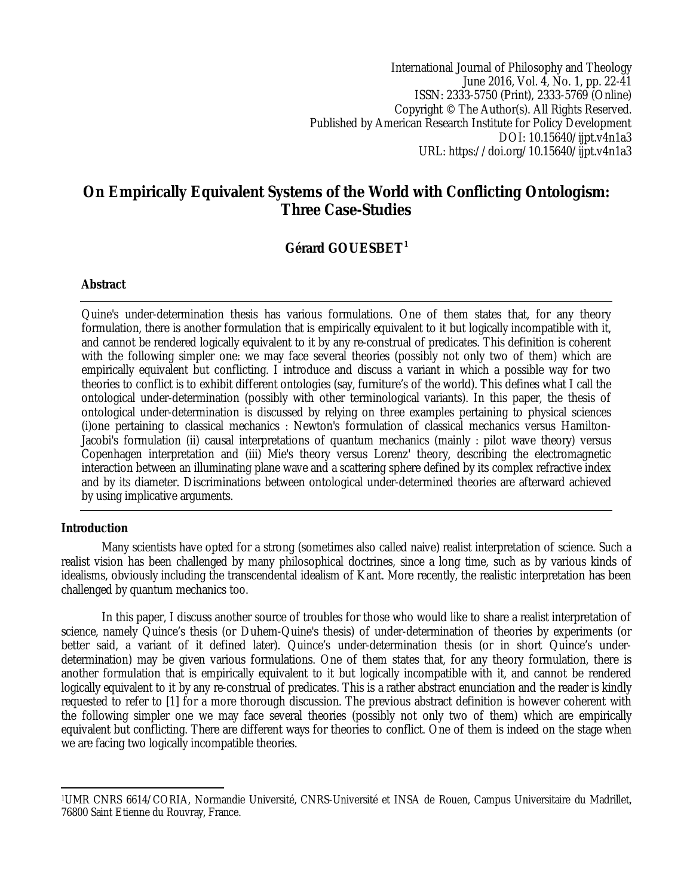International Journal of Philosophy and Theology
June 2016, Vol. 4, No. 1, pp. 22-41
ISSN: 2333-5750 (Print), 2333-5769 (Online)
Copyright © The Author(s). All Rights Reserved.
Published by American Research Institute for Policy Development
DOI: 10.15640/ijpt.v4n1a3
URL: https://doi.org/10.15640/ijpt.v4n1a3

# On Empirically Equivalent Systems of the World with Conflicting Ontologism: Three Case-Studies

**Gérard GOUESBET[1]**

**Abstract**

Quine's under-determination thesis has various formulations. One of them states that, for any theory formulation, there is another formulation that is empirically equivalent to it but logically incompatible with it, and cannot be rendered logically equivalent to it by any re-construal of predicates. This definition is coherent with the following simpler one: we may face several theories (possibly not only two of them) which are empirically equivalent but conflicting. I introduce and discuss a variant in which a possible way for two theories to conflict is to exhibit different ontologies (say, furniture's of the world). This defines what I call the ontological under-determination (possibly with other terminological variants). In this paper, the thesis of ontological under-determination is discussed by relying on three examples pertaining to physical sciences (i)one pertaining to classical mechanics : Newton's formulation of classical mechanics versus Hamilton-Jacobi's formulation (ii) causal interpretations of quantum mechanics (mainly : pilot wave theory) versus Copenhagen interpretation and (iii) Mie's theory versus Lorenz' theory, describing the electromagnetic interaction between an illuminating plane wave and a scattering sphere defined by its complex refractive index and by its diameter. Discriminations between ontological under-determined theories are afterward achieved by using implicative arguments.

## Introduction

Many scientists have opted for a strong (sometimes also called naive) realist interpretation of science. Such a realist vision has been challenged by many philosophical doctrines, since a long time, such as by various kinds of idealisms, obviously including the transcendental idealism of Kant. More recently, the realistic interpretation has been challenged by quantum mechanics too.

In this paper, I discuss another source of troubles for those who would like to share a realist interpretation of science, namely Quince's thesis (or Duhem-Quine's thesis) of under-determination of theories by experiments (or better said, a variant of it defined later). Quince's under-determination thesis (or in short Quince's under-determination) may be given various formulations. One of them states that, for any theory formulation, there is another formulation that is empirically equivalent to it but logically incompatible with it, and cannot be rendered logically equivalent to it by any re-construal of predicates. This is a rather abstract enunciation and the reader is kindly requested to refer to [1] for a more thorough discussion. The previous abstract definition is however coherent with the following simpler one we may face several theories (possibly not only two of them) which are empirically equivalent but conflicting. There are different ways for theories to conflict. One of them is indeed on the stage when we are facing two logically incompatible theories.

---

[1]UMR CNRS 6614/CORIA, Normandie Université, CNRS-Université et INSA de Rouen, Campus Universitaire du Madrillet, 76800 Saint Etienne du Rouvray, France.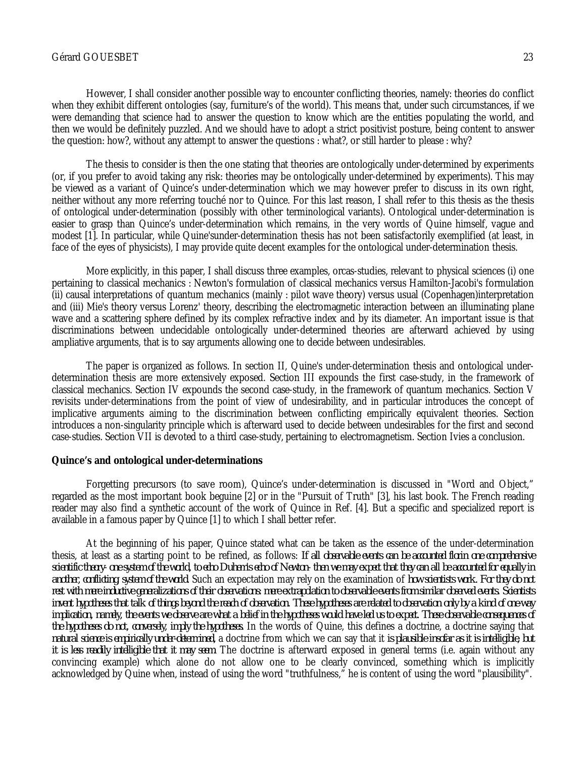However, I shall consider another possible way to encounter conflicting theories, namely: theories do conflict when they exhibit different ontologies (say, furniture's of the world). This means that, under such circumstances, if we were demanding that science had to answer the question to know which are the entities populating the world, and then we would be definitely puzzled. And we should have to adopt a strict positivist posture, being content to answer the question: how?, without any attempt to answer the questions : what?, or still harder to please : why?

The thesis to consider is then the one stating that theories are ontologically under-determined by experiments (or, if you prefer to avoid taking any risk: theories may be ontologically under-determined by experiments). This may be viewed as a variant of Quince's under-determination which we may however prefer to discuss in its own right, neither without any more referring touché nor to Quince. For this last reason, I shall refer to this thesis as the thesis of ontological under-determination (possibly with other terminological variants). Ontological under-determination is easier to grasp than Quince's under-determination which remains, in the very words of Quine himself, vague and modest [1]. In particular, while Quine'sunder-determination thesis has not been satisfactorily exemplified (at least, in face of the eyes of physicists), I may provide quite decent examples for the ontological under-determination thesis.

More explicitly, in this paper, I shall discuss three examples, orcas-studies, relevant to physical sciences (i) one pertaining to classical mechanics : Newton's formulation of classical mechanics versus Hamilton-Jacobi's formulation (ii) causal interpretations of quantum mechanics (mainly : pilot wave theory) versus usual (Copenhagen)interpretation and (iii) Mie's theory versus Lorenz' theory, describing the electromagnetic interaction between an illuminating plane wave and a scattering sphere defined by its complex refractive index and by its diameter. An important issue is that discriminations between undecidable ontologically under-determined theories are afterward achieved by using ampliative arguments, that is to say arguments allowing one to decide between undesirables.

The paper is organized as follows. In section II, Quine's under-determination thesis and ontological under-determination thesis are more extensively exposed. Section III expounds the first case-study, in the framework of classical mechanics. Section IV expounds the second case-study, in the framework of quantum mechanics. Section V revisits under-determinations from the point of view of undesirability, and in particular introduces the concept of implicative arguments aiming to the discrimination between conflicting empirically equivalent theories. Section introduces a non-singularity principle which is afterward used to decide between undesirables for the first and second case-studies. Section VII is devoted to a third case-study, pertaining to electromagnetism. Section Ivies a conclusion.

## Quince's and ontological under-determinations

Forgetting precursors (to save room), Quince's under-determination is discussed in "Word and Object," regarded as the most important book beguine [2] or in the "Pursuit of Truth" [3], his last book. The French reading reader may also find a synthetic account of the work of Quince in Ref. [4]. But a specific and specialized report is available in a famous paper by Quince [1] to which I shall better refer.

At the beginning of his paper, Quince stated what can be taken as the essence of the under-determination thesis, at least as a starting point to be refined, as follows: *If all observable events can be accounted florin one comprehensive scientific theory- one system of the world, to echo Duhem's echo of Newton- then we may expect that they can all be accounted for equally in another, conflicting system of the world.* Such an expectation may rely on the examination of *how scientists work. For they do not rest with mere inductive generalizations of their observations: mere extrapolation to observable events from similar observed events. Scientists invent hypotheses that talk of things beyond the reach of observation. These hypotheses are related to observation only by a kind of one way implication, namely, the events we observe are what a belief in the hypotheses would have led us to expect. These observable consequences of the hypotheses do not, conversely, imply the hypotheses.* In the words of Quine, this defines a doctrine, a doctrine saying that *natural science is empirically under-determined*, a doctrine from which we can say that it *is plausible insofar as it is intelligible, but it is less readily intelligible that it may seem.* The doctrine is afterward exposed in general terms (i.e. again without any convincing example) which alone do not allow one to be clearly convinced, something which is implicitly acknowledged by Quine when, instead of using the word "truthfulness," he is content of using the word "plausibility".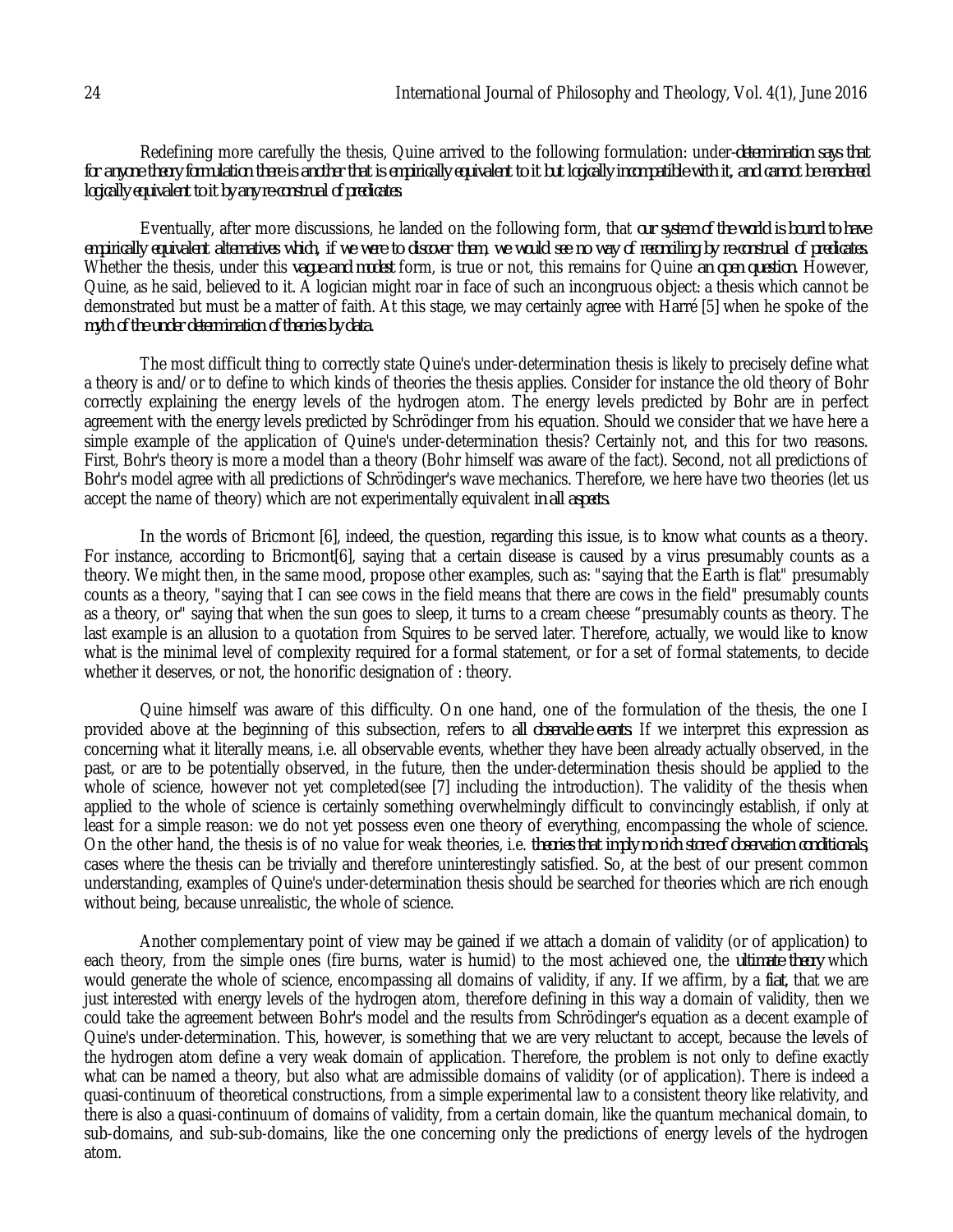Redefining more carefully the thesis, Quine arrived to the following formulation: under-*determination says that for anyone theory formulation there is another that is empirically equivalent to it but logically incompatible with it, and cannot be rendered logically equivalent to it by any re-construal of predicates.*

Eventually, after more discussions, he landed on the following form, that *our system of the world is bound to have empirically equivalent alternatives which, if we were to discover them, we would see no way of reconciling by re-construal of predicates.* Whether the thesis, under this *vague and modest* form, is true or not, this remains for Quine *an open question*. However, Quine, as he said, believed to it. A logician might roar in face of such an incongruous object: a thesis which cannot be demonstrated but must be a matter of faith. At this stage, we may certainly agree with Harré [5] when he spoke of the *myth of the under determination of theories by data.*

The most difficult thing to correctly state Quine's under-determination thesis is likely to precisely define what a theory is and/or to define to which kinds of theories the thesis applies. Consider for instance the old theory of Bohr correctly explaining the energy levels of the hydrogen atom. The energy levels predicted by Bohr are in perfect agreement with the energy levels predicted by Schrödinger from his equation. Should we consider that we have here a simple example of the application of Quine's under-determination thesis? Certainly not, and this for two reasons. First, Bohr's theory is more a model than a theory (Bohr himself was aware of the fact). Second, not all predictions of Bohr's model agree with all predictions of Schrödinger's wave mechanics. Therefore, we here have two theories (let us accept the name of theory) which are not experimentally equivalent *in all aspects.*

In the words of Bricmont [6], indeed, the question, regarding this issue, is to know what counts as a theory. For instance, according to Bricmont[6], saying that a certain disease is caused by a virus presumably counts as a theory. We might then, in the same mood, propose other examples, such as: "saying that the Earth is flat" presumably counts as a theory, "saying that I can see cows in the field means that there are cows in the field" presumably counts as a theory, or" saying that when the sun goes to sleep, it turns to a cream cheese "presumably counts as theory. The last example is an allusion to a quotation from Squires to be served later. Therefore, actually, we would like to know what is the minimal level of complexity required for a formal statement, or for a set of formal statements, to decide whether it deserves, or not, the honorific designation of : theory.

Quine himself was aware of this difficulty. On one hand, one of the formulation of the thesis, the one I provided above at the beginning of this subsection, refers to *all observable events*. If we interpret this expression as concerning what it literally means, i.e. all observable events, whether they have been already actually observed, in the past, or are to be potentially observed, in the future, then the under-determination thesis should be applied to the whole of science, however not yet completed(see [7] including the introduction). The validity of the thesis when applied to the whole of science is certainly something overwhelmingly difficult to convincingly establish, if only at least for a simple reason: we do not yet possess even one theory of everything, encompassing the whole of science. On the other hand, the thesis is of no value for weak theories, i.e. *theories that imply no rich store of observation conditionals*, cases where the thesis can be trivially and therefore uninterestingly satisfied. So, at the best of our present common understanding, examples of Quine's under-determination thesis should be searched for theories which are rich enough without being, because unrealistic, the whole of science.

Another complementary point of view may be gained if we attach a domain of validity (or of application) to each theory, from the simple ones (fire burns, water is humid) to the most achieved one, the *ultimate theory* which would generate the whole of science, encompassing all domains of validity, if any. If we affirm, by a *fiat*, that we are just interested with energy levels of the hydrogen atom, therefore defining in this way a domain of validity, then we could take the agreement between Bohr's model and the results from Schrödinger's equation as a decent example of Quine's under-determination. This, however, is something that we are very reluctant to accept, because the levels of the hydrogen atom define a very weak domain of application. Therefore, the problem is not only to define exactly what can be named a theory, but also what are admissible domains of validity (or of application). There is indeed a quasi-continuum of theoretical constructions, from a simple experimental law to a consistent theory like relativity, and there is also a quasi-continuum of domains of validity, from a certain domain, like the quantum mechanical domain, to sub-domains, and sub-sub-domains, like the one concerning only the predictions of energy levels of the hydrogen atom.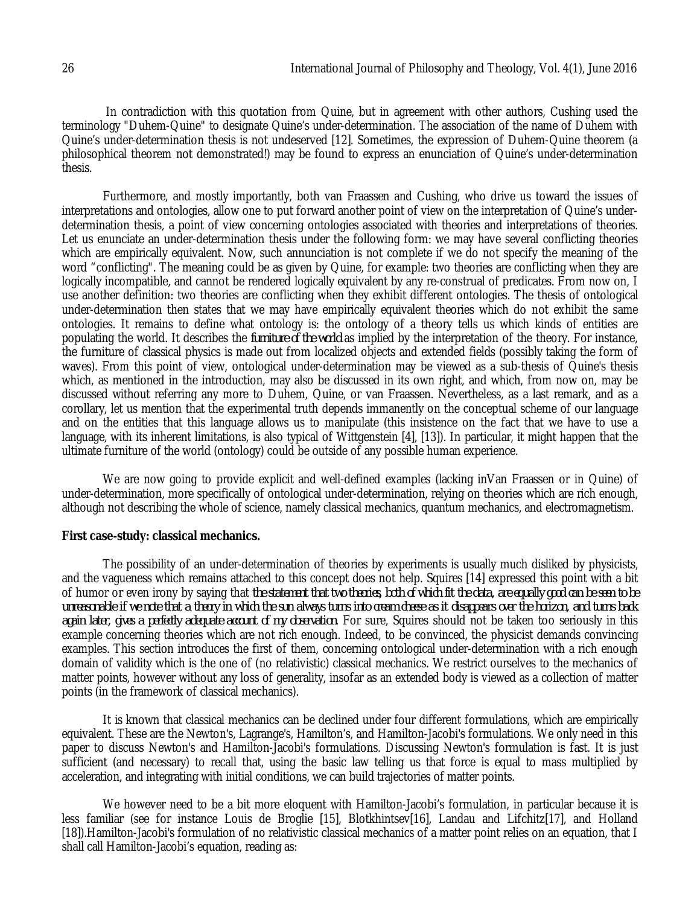In contradiction with this quotation from Quine, but in agreement with other authors, Cushing used the terminology "Duhem-Quine" to designate Quine's under-determination. The association of the name of Duhem with Quine's under-determination thesis is not undeserved [12]. Sometimes, the expression of Duhem-Quine theorem (a philosophical theorem not demonstrated!) may be found to express an enunciation of Quine's under-determination thesis.

Furthermore, and mostly importantly, both van Fraassen and Cushing, who drive us toward the issues of interpretations and ontologies, allow one to put forward another point of view on the interpretation of Quine's under-determination thesis, a point of view concerning ontologies associated with theories and interpretations of theories. Let us enunciate an under-determination thesis under the following form: we may have several conflicting theories which are empirically equivalent. Now, such annunciation is not complete if we do not specify the meaning of the word "conflicting". The meaning could be as given by Quine, for example: two theories are conflicting when they are logically incompatible, and cannot be rendered logically equivalent by any re-construal of predicates. From now on, I use another definition: two theories are conflicting when they exhibit different ontologies. The thesis of ontological under-determination then states that we may have empirically equivalent theories which do not exhibit the same ontologies. It remains to define what ontology is: the ontology of a theory tells us which kinds of entities are populating the world. It describes the *furniture of the world* as implied by the interpretation of the theory. For instance, the furniture of classical physics is made out from localized objects and extended fields (possibly taking the form of waves). From this point of view, ontological under-determination may be viewed as a sub-thesis of Quine's thesis which, as mentioned in the introduction, may also be discussed in its own right, and which, from now on, may be discussed without referring any more to Duhem, Quine, or van Fraassen. Nevertheless, as a last remark, and as a corollary, let us mention that the experimental truth depends immanently on the conceptual scheme of our language and on the entities that this language allows us to manipulate (this insistence on the fact that we have to use a language, with its inherent limitations, is also typical of Wittgenstein [4], [13]). In particular, it might happen that the ultimate furniture of the world (ontology) could be outside of any possible human experience.

We are now going to provide explicit and well-defined examples (lacking inVan Fraassen or in Quine) of under-determination, more specifically of ontological under-determination, relying on theories which are rich enough, although not describing the whole of science, namely classical mechanics, quantum mechanics, and electromagnetism.

**First case-study: classical mechanics.**

The possibility of an under-determination of theories by experiments is usually much disliked by physicists, and the vagueness which remains attached to this concept does not help. Squires [14] expressed this point with a bit of humor or even irony by saying that *the statement that two theories, both of which fit the data, are equally good can be seen to be unreasonable if we note that a theory in which the sun always turns into cream cheese as it disappears over the horizon, and turns back again later, gives a perfectly adequate account of my observation.* For sure, Squires should not be taken too seriously in this example concerning theories which are not rich enough. Indeed, to be convinced, the physicist demands convincing examples. This section introduces the first of them, concerning ontological under-determination with a rich enough domain of validity which is the one of (no relativistic) classical mechanics. We restrict ourselves to the mechanics of matter points, however without any loss of generality, insofar as an extended body is viewed as a collection of matter points (in the framework of classical mechanics).

It is known that classical mechanics can be declined under four different formulations, which are empirically equivalent. These are the Newton's, Lagrange's, Hamilton's, and Hamilton-Jacobi's formulations. We only need in this paper to discuss Newton's and Hamilton-Jacobi's formulations. Discussing Newton's formulation is fast. It is just sufficient (and necessary) to recall that, using the basic law telling us that force is equal to mass multiplied by acceleration, and integrating with initial conditions, we can build trajectories of matter points.

We however need to be a bit more eloquent with Hamilton-Jacobi's formulation, in particular because it is less familiar (see for instance Louis de Broglie [15], Blotkhintsev[16], Landau and Lifchitz[17], and Holland [18]).Hamilton-Jacobi's formulation of no relativistic classical mechanics of a matter point relies on an equation, that I shall call Hamilton-Jacobi's equation, reading as: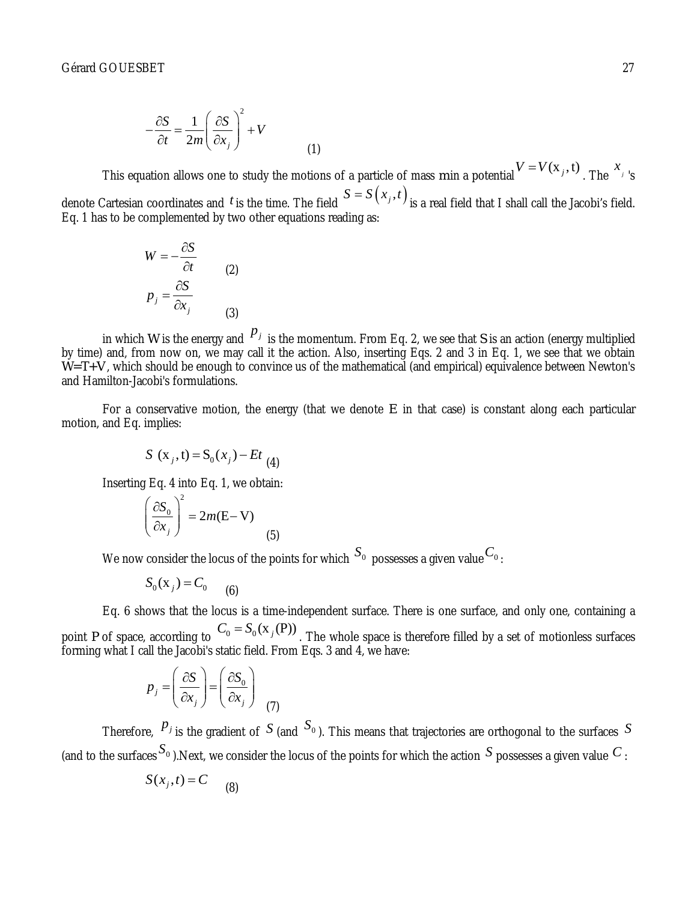$$-\frac{\partial S}{\partial t} = \frac{1}{2m}\left(\frac{\partial S}{\partial x_j}\right)^2 + V \qquad (1)$$

This equation allows one to study the motions of a particle of mass m in a potential $V = V(x_j, t)$. The $x_j$'s denote Cartesian coordinates and $t$ is the time. The field $S = S\left(x_j, t\right)$ is a real field that I shall call the Jacobi's field. Eq. 1 has to be complemented by two other equations reading as:

$$W = -\frac{\partial S}{\partial t} \qquad (2)$$

$$p_j = \frac{\partial S}{\partial x_j} \qquad (3)$$

in which W is the energy and $p_j$ is the momentum. From Eq. 2, we see that S is an action (energy multiplied by time) and, from now on, we may call it the action. Also, inserting Eqs. 2 and 3 in Eq. 1, we see that we obtain W=T+V, which should be enough to convince us of the mathematical (and empirical) equivalence between Newton's and Hamilton-Jacobi's formulations.

For a conservative motion, the energy (that we denote E in that case) is constant along each particular motion, and Eq. implies:

$$S\ (x_j, t) = S_0(x_j) - Et \qquad (4)$$

Inserting Eq. 4 into Eq. 1, we obtain:

$$\left(\frac{\partial S_0}{\partial x_j}\right)^2 = 2m(E - V) \qquad (5)$$

We now consider the locus of the points for which $S_0$ possesses a given value $C_0$:

$$S_0(x_j) = C_0 \qquad (6)$$

Eq. 6 shows that the locus is a time-independent surface. There is one surface, and only one, containing a point P of space, according to $C_0 = S_0(x_j(P))$. The whole space is therefore filled by a set of motionless surfaces forming what I call the Jacobi's static field. From Eqs. 3 and 4, we have:

$$p_j = \left(\frac{\partial S}{\partial x_j}\right) = \left(\frac{\partial S_0}{\partial x_j}\right) \qquad (7)$$

Therefore, $p_j$ is the gradient of $S$ (and $S_0$). This means that trajectories are orthogonal to the surfaces $S$ (and to the surfaces $S_0$).Next, we consider the locus of the points for which the action $S$ possesses a given value $C$:

$$S(x_j, t) = C \qquad (8)$$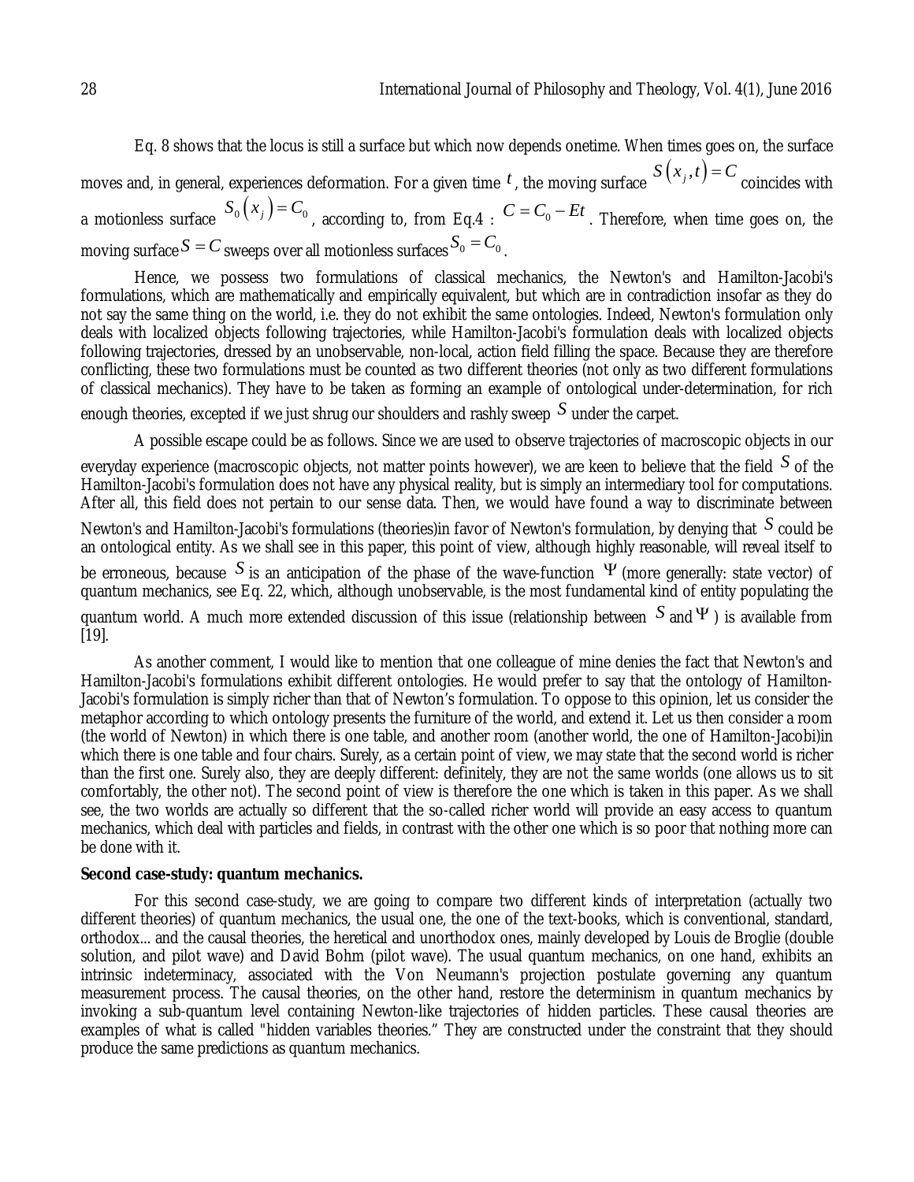Eq. 8 shows that the locus is still a surface but which now depends onetime. When times goes on, the surface moves and, in general, experiences deformation. For a given time $t$, the moving surface $S(x_j, t) = C$ coincides with a motionless surface $S_0(x_j) = C_0$, according to, from Eq.4 : $C = C_0 - Et$. Therefore, when time goes on, the moving surface $S = C$ sweeps over all motionless surfaces $S_0 = C_0$.

Hence, we possess two formulations of classical mechanics, the Newton's and Hamilton-Jacobi's formulations, which are mathematically and empirically equivalent, but which are in contradiction insofar as they do not say the same thing on the world, i.e. they do not exhibit the same ontologies. Indeed, Newton's formulation only deals with localized objects following trajectories, while Hamilton-Jacobi's formulation deals with localized objects following trajectories, dressed by an unobservable, non-local, action field filling the space. Because they are therefore conflicting, these two formulations must be counted as two different theories (not only as two different formulations of classical mechanics). They have to be taken as forming an example of ontological under-determination, for rich enough theories, excepted if we just shrug our shoulders and rashly sweep $S$ under the carpet.

A possible escape could be as follows. Since we are used to observe trajectories of macroscopic objects in our everyday experience (macroscopic objects, not matter points however), we are keen to believe that the field $S$ of the Hamilton-Jacobi's formulation does not have any physical reality, but is simply an intermediary tool for computations. After all, this field does not pertain to our sense data. Then, we would have found a way to discriminate between Newton's and Hamilton-Jacobi's formulations (theories)in favor of Newton's formulation, by denying that $S$ could be an ontological entity. As we shall see in this paper, this point of view, although highly reasonable, will reveal itself to be erroneous, because $S$ is an anticipation of the phase of the wave-function $\Psi$ (more generally: state vector) of quantum mechanics, see Eq. 22, which, although unobservable, is the most fundamental kind of entity populating the quantum world. A much more extended discussion of this issue (relationship between $S$ and $\Psi$ ) is available from [19].

As another comment, I would like to mention that one colleague of mine denies the fact that Newton's and Hamilton-Jacobi's formulations exhibit different ontologies. He would prefer to say that the ontology of Hamilton-Jacobi's formulation is simply richer than that of Newton's formulation. To oppose to this opinion, let us consider the metaphor according to which ontology presents the furniture of the world, and extend it. Let us then consider a room (the world of Newton) in which there is one table, and another room (another world, the one of Hamilton-Jacobi)in which there is one table and four chairs. Surely, as a certain point of view, we may state that the second world is richer than the first one. Surely also, they are deeply different: definitely, they are not the same worlds (one allows us to sit comfortably, the other not). The second point of view is therefore the one which is taken in this paper. As we shall see, the two worlds are actually so different that the so-called richer world will provide an easy access to quantum mechanics, which deal with particles and fields, in contrast with the other one which is so poor that nothing more can be done with it.

**Second case-study: quantum mechanics.**

For this second case-study, we are going to compare two different kinds of interpretation (actually two different theories) of quantum mechanics, the usual one, the one of the text-books, which is conventional, standard, orthodox... and the causal theories, the heretical and unorthodox ones, mainly developed by Louis de Broglie (double solution, and pilot wave) and David Bohm (pilot wave). The usual quantum mechanics, on one hand, exhibits an intrinsic indeterminacy, associated with the Von Neumann's projection postulate governing any quantum measurement process. The causal theories, on the other hand, restore the determinism in quantum mechanics by invoking a sub-quantum level containing Newton-like trajectories of hidden particles. These causal theories are examples of what is called "hidden variables theories." They are constructed under the constraint that they should produce the same predictions as quantum mechanics.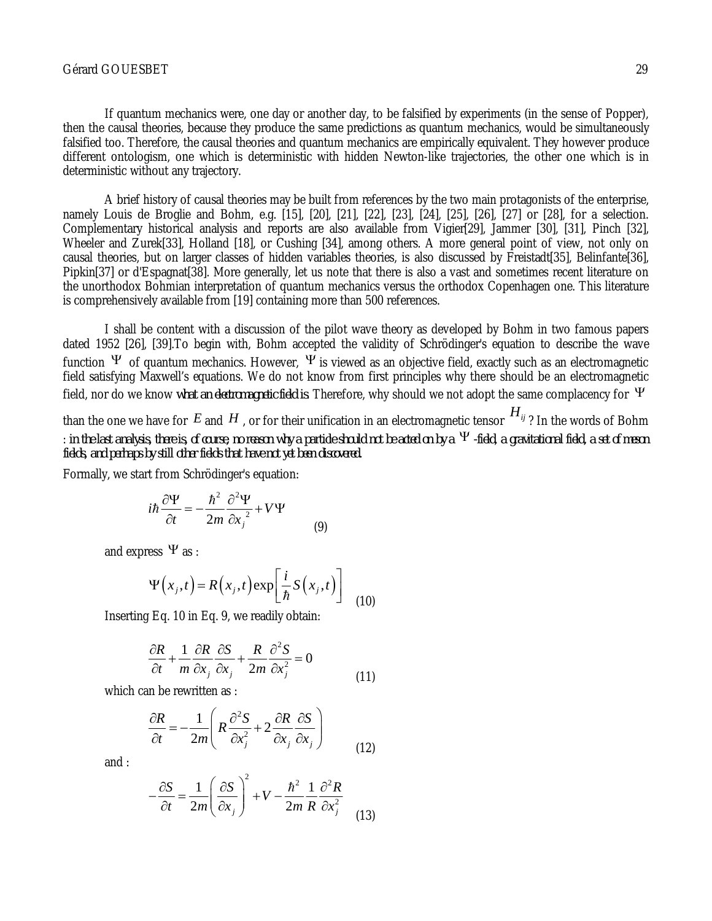If quantum mechanics were, one day or another day, to be falsified by experiments (in the sense of Popper), then the causal theories, because they produce the same predictions as quantum mechanics, would be simultaneously falsified too. Therefore, the causal theories and quantum mechanics are empirically equivalent. They however produce different ontologism, one which is deterministic with hidden Newton-like trajectories, the other one which is in deterministic without any trajectory.

A brief history of causal theories may be built from references by the two main protagonists of the enterprise, namely Louis de Broglie and Bohm, e.g. [15], [20], [21], [22], [23], [24], [25], [26], [27] or [28], for a selection. Complementary historical analysis and reports are also available from Vigier[29], Jammer [30], [31], Pinch [32], Wheeler and Zurek[33], Holland [18], or Cushing [34], among others. A more general point of view, not only on causal theories, but on larger classes of hidden variables theories, is also discussed by Freistadt[35], Belinfante[36], Pipkin[37] or d'Espagnat[38]. More generally, let us note that there is also a vast and sometimes recent literature on the unorthodox Bohmian interpretation of quantum mechanics versus the orthodox Copenhagen one. This literature is comprehensively available from [19] containing more than 500 references.

I shall be content with a discussion of the pilot wave theory as developed by Bohm in two famous papers dated 1952 [26], [39].To begin with, Bohm accepted the validity of Schrödinger's equation to describe the wave function $\Psi$ of quantum mechanics. However, $\Psi$ is viewed as an objective field, exactly such as an electromagnetic field satisfying Maxwell's equations. We do not know from first principles why there should be an electromagnetic field, nor do we know *what an electromagnetic field is.* Therefore, why should we not adopt the same complacency for $\Psi$ than the one we have for $E$ and $H$, or for their unification in an electromagnetic tensor $H_{ij}$ ? In the words of Bohm : *in the last analysis, there is, of course, no reason why a particle should not be acted on by a $\Psi$ -field, a gravitational field, a set of meson fields, and perhaps by still other fields that have not yet been discovered.*

Formally, we start from Schrödinger's equation:

$$i\hbar \frac{\partial \Psi}{\partial t} = -\frac{\hbar^2}{2m}\frac{\partial^2 \Psi}{\partial x_j{}^2} + V\Psi \tag{9}$$

and express $\Psi$ as :

$$\Psi\left(x_j, t\right) = R\left(x_j, t\right)\exp\left[\frac{i}{\hbar}S\left(x_j, t\right)\right] \tag{10}$$

Inserting Eq. 10 in Eq. 9, we readily obtain:

$$\frac{\partial R}{\partial t} + \frac{1}{m}\frac{\partial R}{\partial x_j}\frac{\partial S}{\partial x_j} + \frac{R}{2m}\frac{\partial^2 S}{\partial x_j^2} = 0 \tag{11}$$

which can be rewritten as :

$$\frac{\partial R}{\partial t} = -\frac{1}{2m}\left(R\frac{\partial^2 S}{\partial x_j^2} + 2\frac{\partial R}{\partial x_j}\frac{\partial S}{\partial x_j}\right) \tag{12}$$

and :

$$-\frac{\partial S}{\partial t} = \frac{1}{2m}\left(\frac{\partial S}{\partial x_j}\right)^2 + V - \frac{\hbar^2}{2m}\frac{1}{R}\frac{\partial^2 R}{\partial x_j^2} \tag{13}$$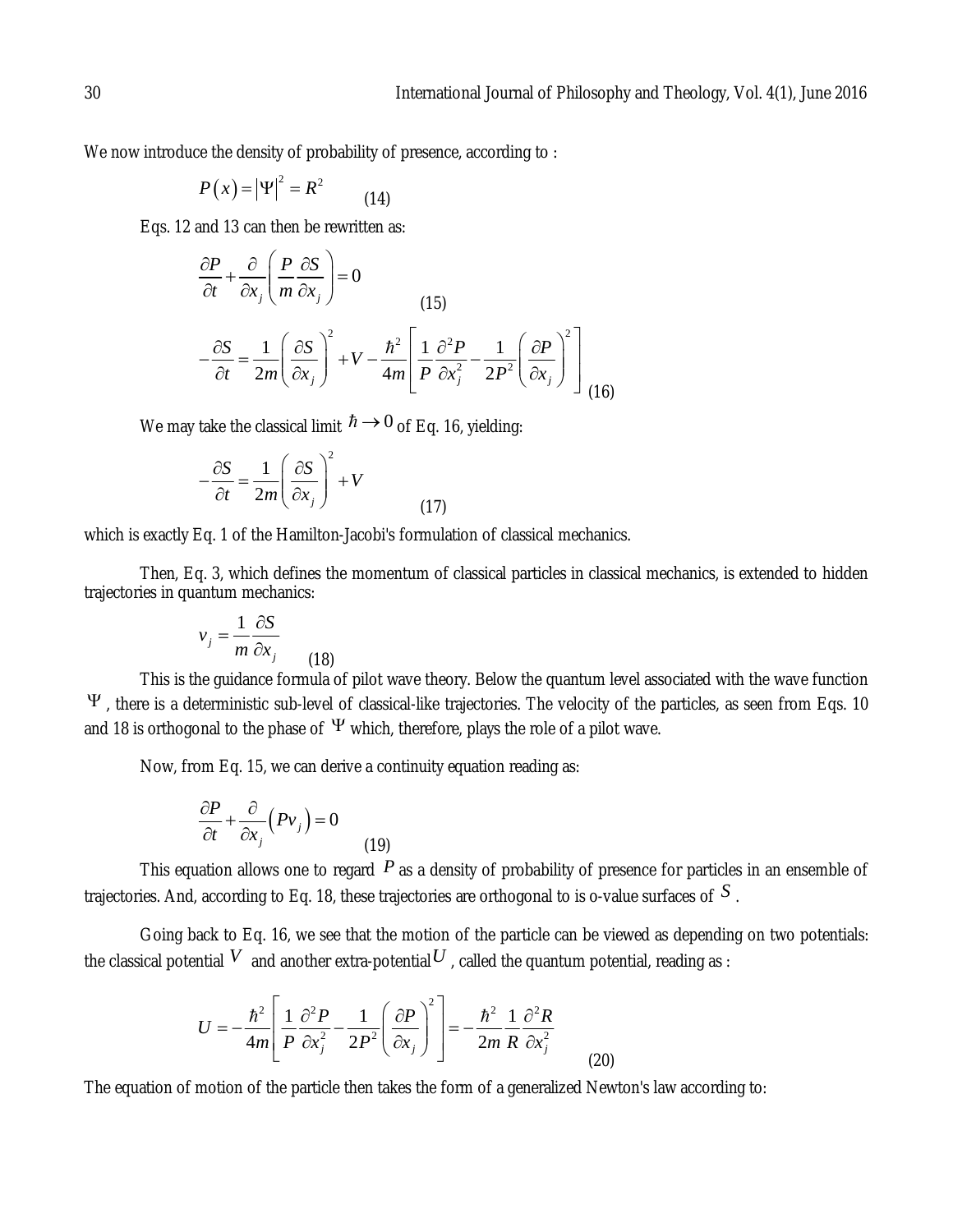We now introduce the density of probability of presence, according to :

$$P(x) = |\Psi|^2 = R^2 \tag{14}$$

Eqs. 12 and 13 can then be rewritten as:

$$\frac{\partial P}{\partial t} + \frac{\partial}{\partial x_j}\left(\frac{P}{m}\frac{\partial S}{\partial x_j}\right) = 0 \tag{15}$$

$$-\frac{\partial S}{\partial t} = \frac{1}{2m}\left(\frac{\partial S}{\partial x_j}\right)^2 + V - \frac{\hbar^2}{4m}\left[\frac{1}{P}\frac{\partial^2 P}{\partial x_j^2} - \frac{1}{2P^2}\left(\frac{\partial P}{\partial x_j}\right)^2\right] \tag{16}$$

We may take the classical limit $\hbar \to 0$ of Eq. 16, yielding:

$$-\frac{\partial S}{\partial t} = \frac{1}{2m}\left(\frac{\partial S}{\partial x_j}\right)^2 + V \tag{17}$$

which is exactly Eq. 1 of the Hamilton-Jacobi's formulation of classical mechanics.

Then, Eq. 3, which defines the momentum of classical particles in classical mechanics, is extended to hidden trajectories in quantum mechanics:

$$v_j = \frac{1}{m}\frac{\partial S}{\partial x_j} \tag{18}$$

This is the guidance formula of pilot wave theory. Below the quantum level associated with the wave function $\Psi$, there is a deterministic sub-level of classical-like trajectories. The velocity of the particles, as seen from Eqs. 10 and 18 is orthogonal to the phase of $\Psi$ which, therefore, plays the role of a pilot wave.

Now, from Eq. 15, we can derive a continuity equation reading as:

$$\frac{\partial P}{\partial t} + \frac{\partial}{\partial x_j}\left(P v_j\right) = 0 \tag{19}$$

This equation allows one to regard $P$ as a density of probability of presence for particles in an ensemble of trajectories. And, according to Eq. 18, these trajectories are orthogonal to is o-value surfaces of $S$.

Going back to Eq. 16, we see that the motion of the particle can be viewed as depending on two potentials: the classical potential $V$ and another extra-potential $U$, called the quantum potential, reading as :

$$U = -\frac{\hbar^2}{4m}\left[\frac{1}{P}\frac{\partial^2 P}{\partial x_j^2} - \frac{1}{2P^2}\left(\frac{\partial P}{\partial x_j}\right)^2\right] = -\frac{\hbar^2}{2m}\frac{1}{R}\frac{\partial^2 R}{\partial x_j^2} \tag{20}$$

The equation of motion of the particle then takes the form of a generalized Newton's law according to: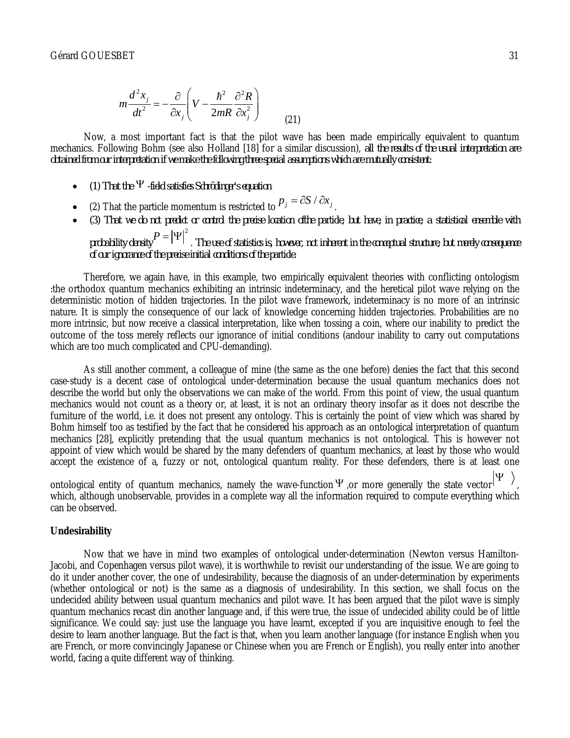$$m\frac{d^2x_j}{dt^2} = -\frac{\partial}{\partial x_j}\left(V - \frac{\hbar^2}{2mR}\frac{\partial^2 R}{\partial x_j^2}\right) \qquad (21)$$

Now, a most important fact is that the pilot wave has been made empirically equivalent to quantum mechanics. Following Bohm (see also Holland [18] for a similar discussion), *all the results of the usual interpretation are obtained from our interpretation if we make the following three special assumptions which are mutually consistent:*

- *(1) That the $\Psi$ -field satisfies Schrödinger's equation*
- (2) That the particle momentum is restricted to $p_j = \partial S / \partial x_j$.
- *(3) That we do not predict or control the precise location of the particle, but have, in practice, a statistical ensemble with probability density $P = |\Psi|^2$. The use of statistics is, however, not inherent in the conceptual structure, but merely consequence of our ignorance of the precise initial conditions of the particle.*

Therefore, we again have, in this example, two empirically equivalent theories with conflicting ontologism :the orthodox quantum mechanics exhibiting an intrinsic indeterminacy, and the heretical pilot wave relying on the deterministic motion of hidden trajectories. In the pilot wave framework, indeterminacy is no more of an intrinsic nature. It is simply the consequence of our lack of knowledge concerning hidden trajectories. Probabilities are no more intrinsic, but now receive a classical interpretation, like when tossing a coin, where our inability to predict the outcome of the toss merely reflects our ignorance of initial conditions (andour inability to carry out computations which are too much complicated and CPU-demanding).

As still another comment, a colleague of mine (the same as the one before) denies the fact that this second case-study is a decent case of ontological under-determination because the usual quantum mechanics does not describe the world but only the observations we can make of the world. From this point of view, the usual quantum mechanics would not count as a theory or, at least, it is not an ordinary theory insofar as it does not describe the furniture of the world, i.e. it does not present any ontology. This is certainly the point of view which was shared by Bohm himself too as testified by the fact that he considered his approach as an ontological interpretation of quantum mechanics [28], explicitly pretending that the usual quantum mechanics is not ontological. This is however not appoint of view which would be shared by the many defenders of quantum mechanics, at least by those who would accept the existence of a, fuzzy or not, ontological quantum reality. For these defenders, there is at least one ontological entity of quantum mechanics, namely the wave-function $\Psi$ ,or more generally the state vector $|\Psi\rangle$, which, although unobservable, provides in a complete way all the information required to compute everything which can be observed.

**Undesirability**

Now that we have in mind two examples of ontological under-determination (Newton versus Hamilton-Jacobi, and Copenhagen versus pilot wave), it is worthwhile to revisit our understanding of the issue. We are going to do it under another cover, the one of undesirability, because the diagnosis of an under-determination by experiments (whether ontological or not) is the same as a diagnosis of undesirability. In this section, we shall focus on the undecided ability between usual quantum mechanics and pilot wave. It has been argued that the pilot wave is simply quantum mechanics recast din another language and, if this were true, the issue of undecided ability could be of little significance. We could say: just use the language you have learnt, excepted if you are inquisitive enough to feel the desire to learn another language. But the fact is that, when you learn another language (for instance English when you are French, or more convincingly Japanese or Chinese when you are French or English), you really enter into another world, facing a quite different way of thinking.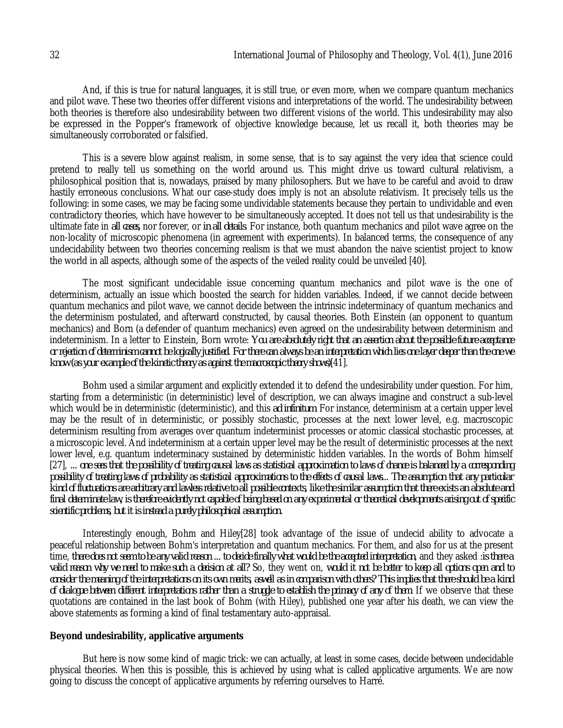And, if this is true for natural languages, it is still true, or even more, when we compare quantum mechanics and pilot wave. These two theories offer different visions and interpretations of the world. The undesirability between both theories is therefore also undesirability between two different visions of the world. This undesirability may also be expressed in the Popper's framework of objective knowledge because, let us recall it, both theories may be simultaneously corroborated or falsified.

This is a severe blow against realism, in some sense, that is to say against the very idea that science could pretend to really tell us something on the world around us. This might drive us toward cultural relativism, a philosophical position that is, nowadays, praised by many philosophers. But we have to be careful and avoid to draw hastily erroneous conclusions. What our case-study does imply is not an absolute relativism. It precisely tells us the following: in some cases, we may be facing some undividable statements because they pertain to undividable and even contradictory theories, which have however to be simultaneously accepted. It does not tell us that undesirability is the ultimate fate in *all cases*, nor forever, or *in all details*. For instance, both quantum mechanics and pilot wave agree on the non-locality of microscopic phenomena (in agreement with experiments). In balanced terms, the consequence of any undecidability between two theories concerning realism is that we must abandon the naive scientist project to know the world in all aspects, although some of the aspects of the veiled reality could be unveiled [40].

The most significant undecidable issue concerning quantum mechanics and pilot wave is the one of determinism, actually an issue which boosted the search for hidden variables. Indeed, if we cannot decide between quantum mechanics and pilot wave, we cannot decide between the intrinsic indeterminacy of quantum mechanics and the determinism postulated, and afterward constructed, by causal theories. Both Einstein (an opponent to quantum mechanics) and Born (a defender of quantum mechanics) even agreed on the undesirability between determinism and indeterminism. In a letter to Einstein, Born wrote: *You are absolutely right that an assertion about the possible future acceptance or rejection of determinism cannot be logically justified. For there can always be an interpretation which lies one layer deeper than the one we know (as your example of the kinetic theory as against the macroscopic theory shows)*[41].

Bohm used a similar argument and explicitly extended it to defend the undesirability under question. For him, starting from a deterministic (in deterministic) level of description, we can always imagine and construct a sub-level which would be in deterministic (deterministic), and this *ad infinitum*. For instance, determinism at a certain upper level may be the result of in deterministic, or possibly stochastic, processes at the next lower level, e.g. macroscopic determinism resulting from averages over quantum indeterminist processes or atomic classical stochastic processes, at a microscopic level. And indeterminism at a certain upper level may be the result of deterministic processes at the next lower level, e.g. quantum indeterminacy sustained by deterministic hidden variables. In the words of Bohm himself [27], *... one sees that the possibility of treating causal laws as statistical approximation to laws of chance is balanced by a corresponding possibility of treating laws of probability as statistical approximations to the effects of causal laws... The assumption that any particular kind of fluctuations are arbitrary and lawless relative to all possible contexts, like the similar assumption that there exists an absolute and final determinate law, is therefore evidently not capable of being based on any experimental or theoretical developments arising out of specific scientific problems, but it is instead a purely philosophical assumption.*

Interestingly enough, Bohm and Hiley[28] took advantage of the issue of undecid ability to advocate a peaceful relationship between Bohm's interpretation and quantum mechanics. For them, and also for us at the present time, *there does not seem to be any valid reason ... to decide finally what would be the accepted interpretation*, and they asked :*is there a valid reason why we need to make such a decision at all?* So, they went on, *would it not be better to keep all options open and to consider the meaning of the interpretations on its own merits, as well as in comparison with others? This implies that there should be a kind of dialogue between different interpretations rather than a struggle to establish the primacy of any of them.* If we observe that these quotations are contained in the last book of Bohm (with Hiley), published one year after his death, we can view the above statements as forming a kind of final testamentary auto-appraisal.

### Beyond undesirability, applicative arguments

But here is now some kind of magic trick: we can actually, at least in some cases, decide between undecidable physical theories. When this is possible, this is achieved by using what is called applicative arguments. We are now going to discuss the concept of applicative arguments by referring ourselves to Harré.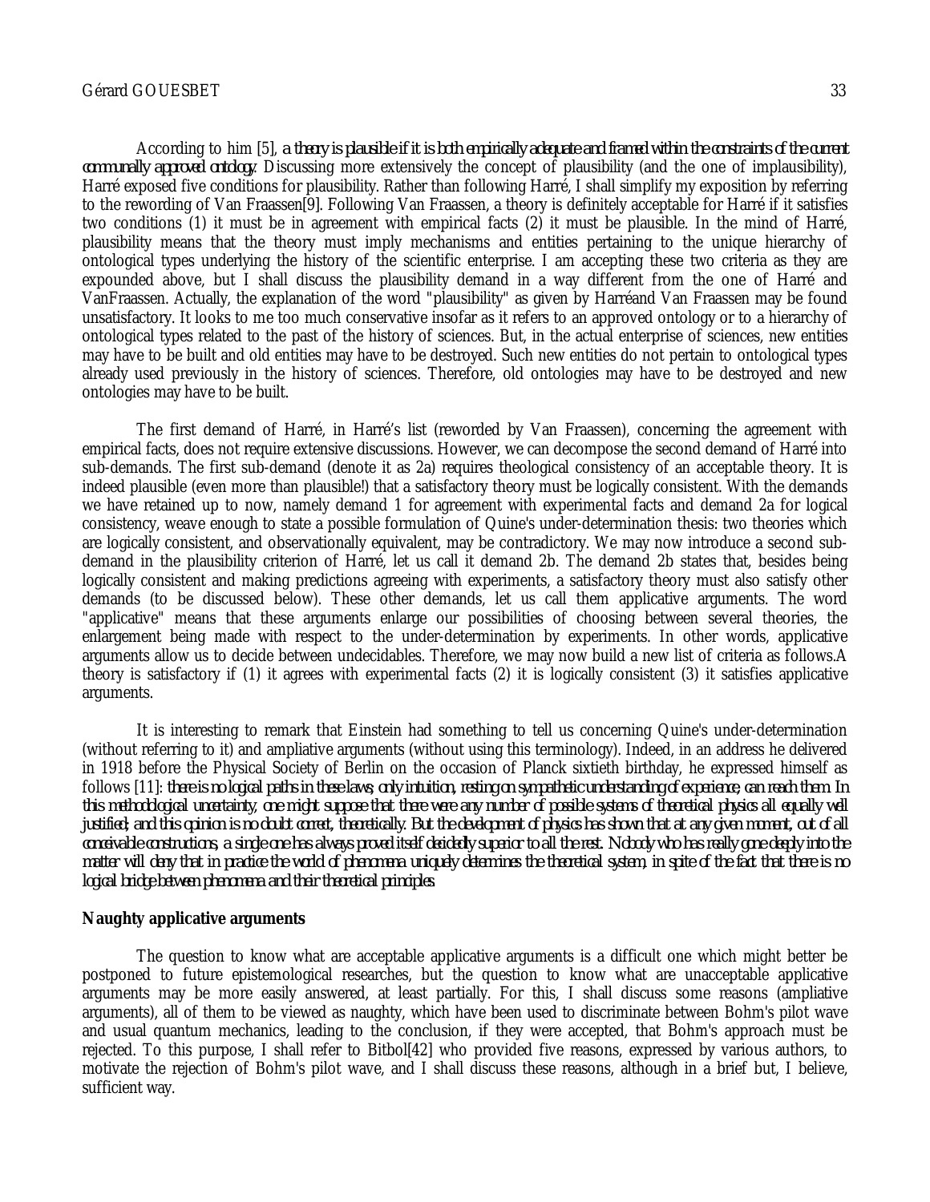According to him [5], *a theory is plausible if it is both empirically adequate and framed within the constraints of the current communally approved ontology*. Discussing more extensively the concept of plausibility (and the one of implausibility), Harré exposed five conditions for plausibility. Rather than following Harré, I shall simplify my exposition by referring to the rewording of Van Fraassen[9]. Following Van Fraassen, a theory is definitely acceptable for Harré if it satisfies two conditions (1) it must be in agreement with empirical facts (2) it must be plausible. In the mind of Harré, plausibility means that the theory must imply mechanisms and entities pertaining to the unique hierarchy of ontological types underlying the history of the scientific enterprise. I am accepting these two criteria as they are expounded above, but I shall discuss the plausibility demand in a way different from the one of Harré and VanFraassen. Actually, the explanation of the word "plausibility" as given by Harréand Van Fraassen may be found unsatisfactory. It looks to me too much conservative insofar as it refers to an approved ontology or to a hierarchy of ontological types related to the past of the history of sciences. But, in the actual enterprise of sciences, new entities may have to be built and old entities may have to be destroyed. Such new entities do not pertain to ontological types already used previously in the history of sciences. Therefore, old ontologies may have to be destroyed and new ontologies may have to be built.

The first demand of Harré, in Harré's list (reworded by Van Fraassen), concerning the agreement with empirical facts, does not require extensive discussions. However, we can decompose the second demand of Harré into sub-demands. The first sub-demand (denote it as 2a) requires theological consistency of an acceptable theory. It is indeed plausible (even more than plausible!) that a satisfactory theory must be logically consistent. With the demands we have retained up to now, namely demand 1 for agreement with experimental facts and demand 2a for logical consistency, weave enough to state a possible formulation of Quine's under-determination thesis: two theories which are logically consistent, and observationally equivalent, may be contradictory. We may now introduce a second sub-demand in the plausibility criterion of Harré, let us call it demand 2b. The demand 2b states that, besides being logically consistent and making predictions agreeing with experiments, a satisfactory theory must also satisfy other demands (to be discussed below). These other demands, let us call them applicative arguments. The word "applicative" means that these arguments enlarge our possibilities of choosing between several theories, the enlargement being made with respect to the under-determination by experiments. In other words, applicative arguments allow us to decide between undecidables. Therefore, we may now build a new list of criteria as follows.A theory is satisfactory if (1) it agrees with experimental facts (2) it is logically consistent (3) it satisfies applicative arguments.

It is interesting to remark that Einstein had something to tell us concerning Quine's under-determination (without referring to it) and ampliative arguments (without using this terminology). Indeed, in an address he delivered in 1918 before the Physical Society of Berlin on the occasion of Planck sixtieth birthday, he expressed himself as follows [11]: *there is no logical paths in these laws; only intuition, resting on sympathetic understanding of experience, can reach them. In this methodological uncertainty, one might suppose that there were any number of possible systems of theoretical physics all equally well justified; and this opinion is no doubt correct, theoretically. But the development of physics has shown that at any given moment, out of all conceivable constructions, a single one has always proved itself decidedly superior to all the rest. Nobody who has really gone deeply into the matter will deny that in practice the world of phenomena uniquely determines the theoretical system, in spite of the fact that there is no logical bridge between phenomena and their theoretical principles.*

**Naughty applicative arguments**

The question to know what are acceptable applicative arguments is a difficult one which might better be postponed to future epistemological researches, but the question to know what are unacceptable applicative arguments may be more easily answered, at least partially. For this, I shall discuss some reasons (ampliative arguments), all of them to be viewed as naughty, which have been used to discriminate between Bohm's pilot wave and usual quantum mechanics, leading to the conclusion, if they were accepted, that Bohm's approach must be rejected. To this purpose, I shall refer to Bitbol[42] who provided five reasons, expressed by various authors, to motivate the rejection of Bohm's pilot wave, and I shall discuss these reasons, although in a brief but, I believe, sufficient way.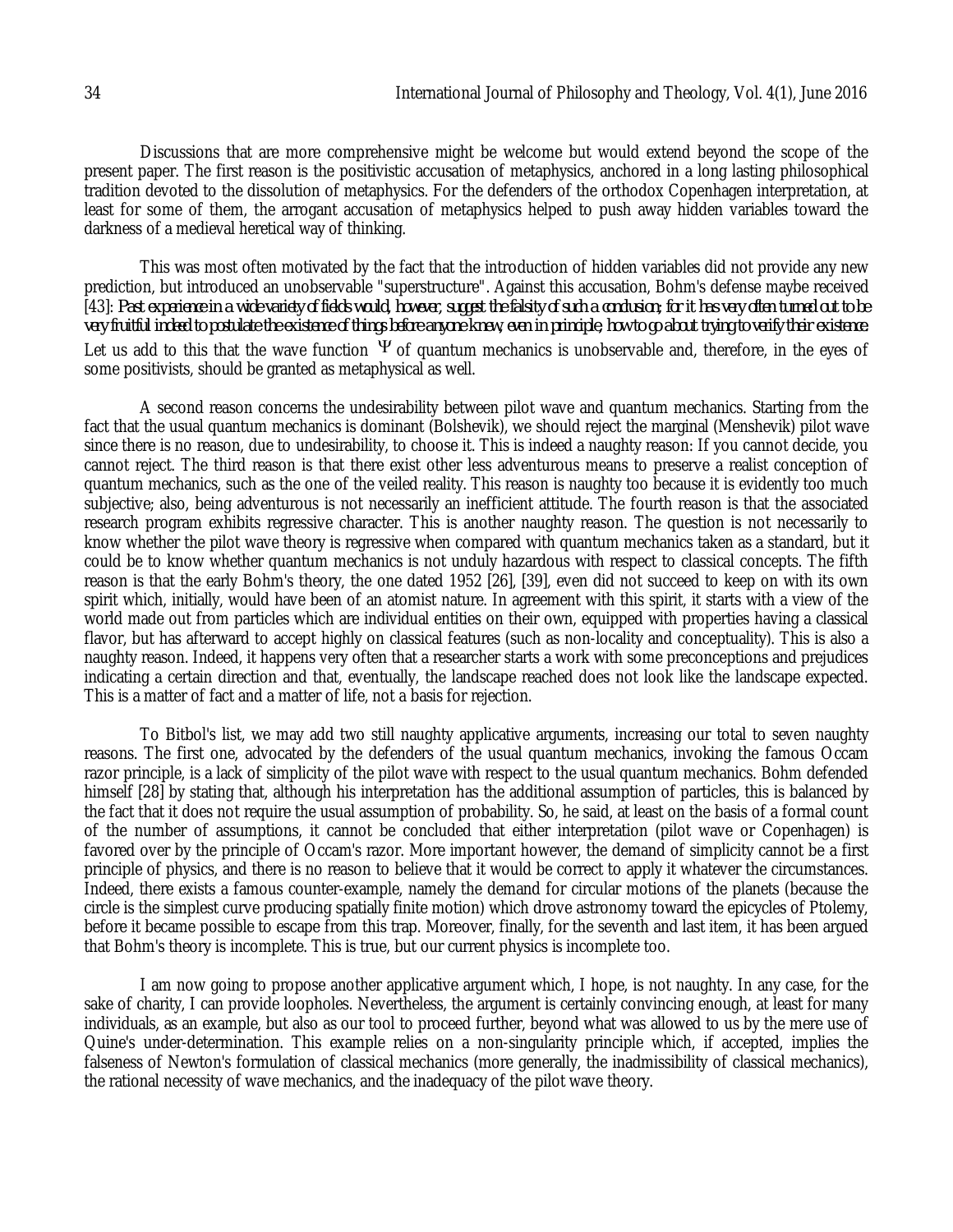Discussions that are more comprehensive might be welcome but would extend beyond the scope of the present paper. The first reason is the positivistic accusation of metaphysics, anchored in a long lasting philosophical tradition devoted to the dissolution of metaphysics. For the defenders of the orthodox Copenhagen interpretation, at least for some of them, the arrogant accusation of metaphysics helped to push away hidden variables toward the darkness of a medieval heretical way of thinking.

This was most often motivated by the fact that the introduction of hidden variables did not provide any new prediction, but introduced an unobservable "superstructure". Against this accusation, Bohm's defense maybe received [43]: *Past experience in a wide variety of fields would, however, suggest the falsity of such a conclusion; for it has very often turned out to be very fruitful indeed to postulate the existence of things before anyone knew, even in principle, how to go about trying to verify their existence.* Let us add to this that the wave function $\Psi$ of quantum mechanics is unobservable and, therefore, in the eyes of some positivists, should be granted as metaphysical as well.

A second reason concerns the undesirability between pilot wave and quantum mechanics. Starting from the fact that the usual quantum mechanics is dominant (Bolshevik), we should reject the marginal (Menshevik) pilot wave since there is no reason, due to undesirability, to choose it. This is indeed a naughty reason: If you cannot decide, you cannot reject. The third reason is that there exist other less adventurous means to preserve a realist conception of quantum mechanics, such as the one of the veiled reality. This reason is naughty too because it is evidently too much subjective; also, being adventurous is not necessarily an inefficient attitude. The fourth reason is that the associated research program exhibits regressive character. This is another naughty reason. The question is not necessarily to know whether the pilot wave theory is regressive when compared with quantum mechanics taken as a standard, but it could be to know whether quantum mechanics is not unduly hazardous with respect to classical concepts. The fifth reason is that the early Bohm's theory, the one dated 1952 [26], [39], even did not succeed to keep on with its own spirit which, initially, would have been of an atomist nature. In agreement with this spirit, it starts with a view of the world made out from particles which are individual entities on their own, equipped with properties having a classical flavor, but has afterward to accept highly on classical features (such as non-locality and conceptuality). This is also a naughty reason. Indeed, it happens very often that a researcher starts a work with some preconceptions and prejudices indicating a certain direction and that, eventually, the landscape reached does not look like the landscape expected. This is a matter of fact and a matter of life, not a basis for rejection.

To Bitbol's list, we may add two still naughty applicative arguments, increasing our total to seven naughty reasons. The first one, advocated by the defenders of the usual quantum mechanics, invoking the famous Occam razor principle, is a lack of simplicity of the pilot wave with respect to the usual quantum mechanics. Bohm defended himself [28] by stating that, although his interpretation has the additional assumption of particles, this is balanced by the fact that it does not require the usual assumption of probability. So, he said, at least on the basis of a formal count of the number of assumptions, it cannot be concluded that either interpretation (pilot wave or Copenhagen) is favored over by the principle of Occam's razor. More important however, the demand of simplicity cannot be a first principle of physics, and there is no reason to believe that it would be correct to apply it whatever the circumstances. Indeed, there exists a famous counter-example, namely the demand for circular motions of the planets (because the circle is the simplest curve producing spatially finite motion) which drove astronomy toward the epicycles of Ptolemy, before it became possible to escape from this trap. Moreover, finally, for the seventh and last item, it has been argued that Bohm's theory is incomplete. This is true, but our current physics is incomplete too.

I am now going to propose another applicative argument which, I hope, is not naughty. In any case, for the sake of charity, I can provide loopholes. Nevertheless, the argument is certainly convincing enough, at least for many individuals, as an example, but also as our tool to proceed further, beyond what was allowed to us by the mere use of Quine's under-determination. This example relies on a non-singularity principle which, if accepted, implies the falseness of Newton's formulation of classical mechanics (more generally, the inadmissibility of classical mechanics), the rational necessity of wave mechanics, and the inadequacy of the pilot wave theory.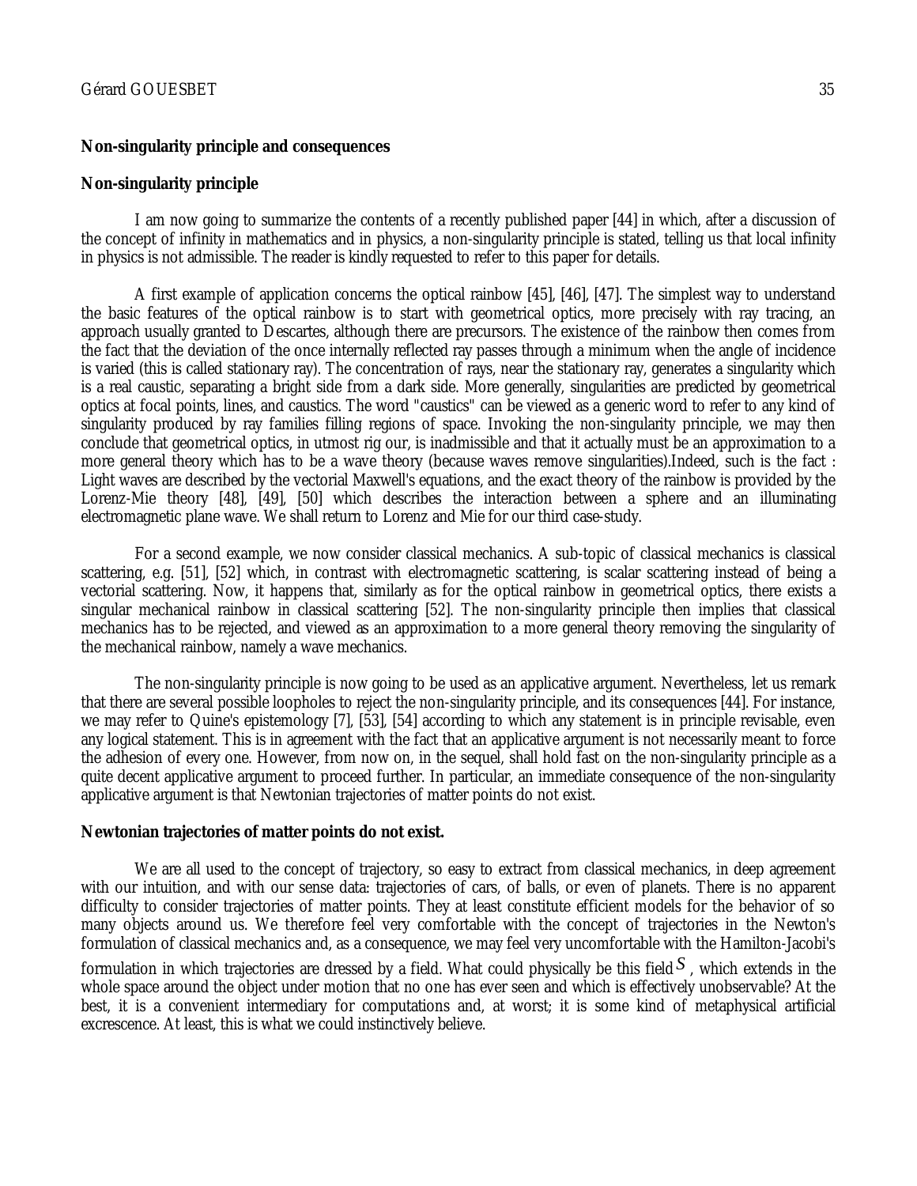**Non-singularity principle and consequences**

**Non-singularity principle**

I am now going to summarize the contents of a recently published paper [44] in which, after a discussion of the concept of infinity in mathematics and in physics, a non-singularity principle is stated, telling us that local infinity in physics is not admissible. The reader is kindly requested to refer to this paper for details.

A first example of application concerns the optical rainbow [45], [46], [47]. The simplest way to understand the basic features of the optical rainbow is to start with geometrical optics, more precisely with ray tracing, an approach usually granted to Descartes, although there are precursors. The existence of the rainbow then comes from the fact that the deviation of the once internally reflected ray passes through a minimum when the angle of incidence is varied (this is called stationary ray). The concentration of rays, near the stationary ray, generates a singularity which is a real caustic, separating a bright side from a dark side. More generally, singularities are predicted by geometrical optics at focal points, lines, and caustics. The word "caustics" can be viewed as a generic word to refer to any kind of singularity produced by ray families filling regions of space. Invoking the non-singularity principle, we may then conclude that geometrical optics, in utmost rig our, is inadmissible and that it actually must be an approximation to a more general theory which has to be a wave theory (because waves remove singularities).Indeed, such is the fact : Light waves are described by the vectorial Maxwell's equations, and the exact theory of the rainbow is provided by the Lorenz-Mie theory [48], [49], [50] which describes the interaction between a sphere and an illuminating electromagnetic plane wave. We shall return to Lorenz and Mie for our third case-study.

For a second example, we now consider classical mechanics. A sub-topic of classical mechanics is classical scattering, e.g. [51], [52] which, in contrast with electromagnetic scattering, is scalar scattering instead of being a vectorial scattering. Now, it happens that, similarly as for the optical rainbow in geometrical optics, there exists a singular mechanical rainbow in classical scattering [52]. The non-singularity principle then implies that classical mechanics has to be rejected, and viewed as an approximation to a more general theory removing the singularity of the mechanical rainbow, namely a wave mechanics.

The non-singularity principle is now going to be used as an applicative argument. Nevertheless, let us remark that there are several possible loopholes to reject the non-singularity principle, and its consequences [44]. For instance, we may refer to Quine's epistemology [7], [53], [54] according to which any statement is in principle revisable, even any logical statement. This is in agreement with the fact that an applicative argument is not necessarily meant to force the adhesion of every one. However, from now on, in the sequel, shall hold fast on the non-singularity principle as a quite decent applicative argument to proceed further. In particular, an immediate consequence of the non-singularity applicative argument is that Newtonian trajectories of matter points do not exist.

**Newtonian trajectories of matter points do not exist.**

We are all used to the concept of trajectory, so easy to extract from classical mechanics, in deep agreement with our intuition, and with our sense data: trajectories of cars, of balls, or even of planets. There is no apparent difficulty to consider trajectories of matter points. They at least constitute efficient models for the behavior of so many objects around us. We therefore feel very comfortable with the concept of trajectories in the Newton's formulation of classical mechanics and, as a consequence, we may feel very uncomfortable with the Hamilton-Jacobi's formulation in which trajectories are dressed by a field. What could physically be this field $S$, which extends in the whole space around the object under motion that no one has ever seen and which is effectively unobservable? At the best, it is a convenient intermediary for computations and, at worst; it is some kind of metaphysical artificial excrescence. At least, this is what we could instinctively believe.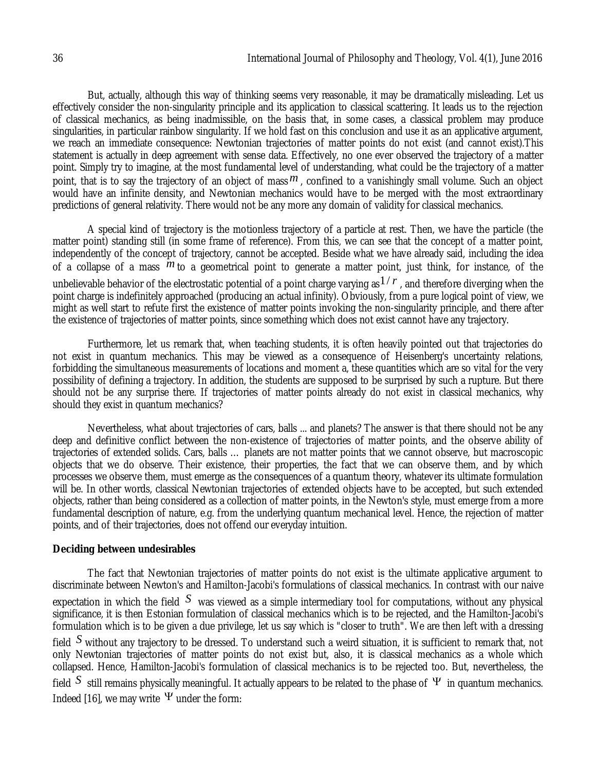But, actually, although this way of thinking seems very reasonable, it may be dramatically misleading. Let us effectively consider the non-singularity principle and its application to classical scattering. It leads us to the rejection of classical mechanics, as being inadmissible, on the basis that, in some cases, a classical problem may produce singularities, in particular rainbow singularity. If we hold fast on this conclusion and use it as an applicative argument, we reach an immediate consequence: Newtonian trajectories of matter points do not exist (and cannot exist).This statement is actually in deep agreement with sense data. Effectively, no one ever observed the trajectory of a matter point. Simply try to imagine, at the most fundamental level of understanding, what could be the trajectory of a matter point, that is to say the trajectory of an object of mass $m$, confined to a vanishingly small volume. Such an object would have an infinite density, and Newtonian mechanics would have to be merged with the most extraordinary predictions of general relativity. There would not be any more any domain of validity for classical mechanics.

A special kind of trajectory is the motionless trajectory of a particle at rest. Then, we have the particle (the matter point) standing still (in some frame of reference). From this, we can see that the concept of a matter point, independently of the concept of trajectory, cannot be accepted. Beside what we have already said, including the idea of a collapse of a mass $m$ to a geometrical point to generate a matter point, just think, for instance, of the unbelievable behavior of the electrostatic potential of a point charge varying as $1/r$, and therefore diverging when the point charge is indefinitely approached (producing an actual infinity). Obviously, from a pure logical point of view, we might as well start to refute first the existence of matter points invoking the non-singularity principle, and there after the existence of trajectories of matter points, since something which does not exist cannot have any trajectory.

Furthermore, let us remark that, when teaching students, it is often heavily pointed out that trajectories do not exist in quantum mechanics. This may be viewed as a consequence of Heisenberg's uncertainty relations, forbidding the simultaneous measurements of locations and moment a, these quantities which are so vital for the very possibility of defining a trajectory. In addition, the students are supposed to be surprised by such a rupture. But there should not be any surprise there. If trajectories of matter points already do not exist in classical mechanics, why should they exist in quantum mechanics?

Nevertheless, what about trajectories of cars, balls ... and planets? The answer is that there should not be any deep and definitive conflict between the non-existence of trajectories of matter points, and the observe ability of trajectories of extended solids. Cars, balls … planets are not matter points that we cannot observe, but macroscopic objects that we do observe. Their existence, their properties, the fact that we can observe them, and by which processes we observe them, must emerge as the consequences of a quantum theory, whatever its ultimate formulation will be. In other words, classical Newtonian trajectories of extended objects have to be accepted, but such extended objects, rather than being considered as a collection of matter points, in the Newton's style, must emerge from a more fundamental description of nature, e.g. from the underlying quantum mechanical level. Hence, the rejection of matter points, and of their trajectories, does not offend our everyday intuition.

**Deciding between undesirables**

The fact that Newtonian trajectories of matter points do not exist is the ultimate applicative argument to discriminate between Newton's and Hamilton-Jacobi's formulations of classical mechanics. In contrast with our naive expectation in which the field $S$ was viewed as a simple intermediary tool for computations, without any physical significance, it is then Estonian formulation of classical mechanics which is to be rejected, and the Hamilton-Jacobi's formulation which is to be given a due privilege, let us say which is "closer to truth". We are then left with a dressing field $S$ without any trajectory to be dressed. To understand such a weird situation, it is sufficient to remark that, not only Newtonian trajectories of matter points do not exist but, also, it is classical mechanics as a whole which collapsed. Hence, Hamilton-Jacobi's formulation of classical mechanics is to be rejected too. But, nevertheless, the field $S$ still remains physically meaningful. It actually appears to be related to the phase of $\Psi$ in quantum mechanics. Indeed [16], we may write $\Psi$ under the form: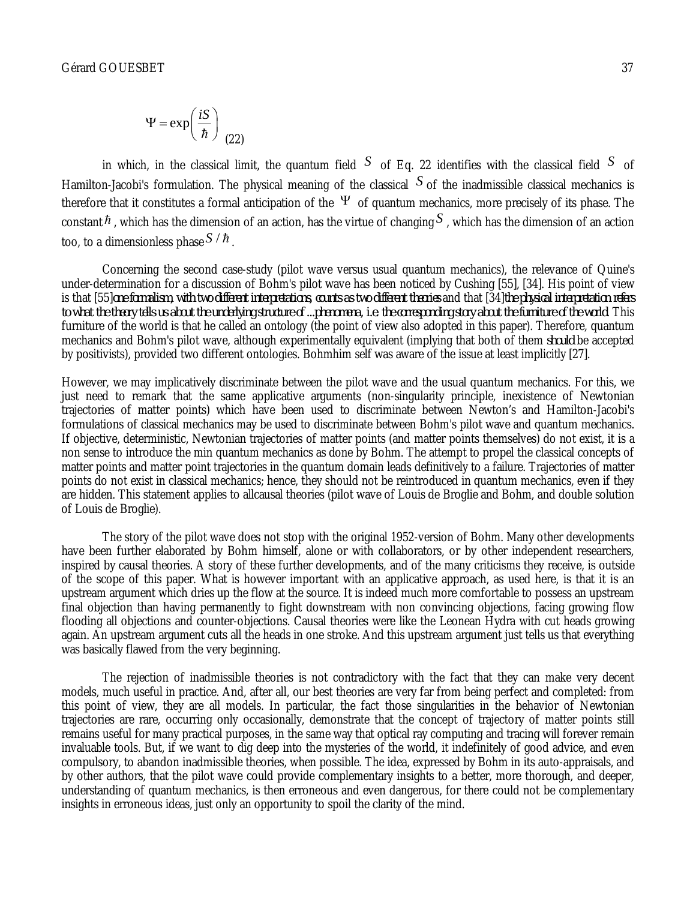$$\Psi = \exp\left(\frac{iS}{\hbar}\right) \quad (22)$$

in which, in the classical limit, the quantum field $S$ of Eq. 22 identifies with the classical field $S$ of Hamilton-Jacobi's formulation. The physical meaning of the classical $S$ of the inadmissible classical mechanics is therefore that it constitutes a formal anticipation of the $\Psi$ of quantum mechanics, more precisely of its phase. The constant $\hbar$, which has the dimension of an action, has the virtue of changing $S$, which has the dimension of an action too, to a dimensionless phase $S/\hbar$.

Concerning the second case-study (pilot wave versus usual quantum mechanics), the relevance of Quine's under-determination for a discussion of Bohm's pilot wave has been noticed by Cushing [55], [34]. His point of view is that [55] *one formalism, with two different interpretations, counts as two different theories* and that [34] *the physical interpretation refers to what the theory tells us about the underlying structure of ...phenomena, i.e. the corresponding story about the furniture of the world*. This furniture of the world is that he called an ontology (the point of view also adopted in this paper). Therefore, quantum mechanics and Bohm's pilot wave, although experimentally equivalent (implying that both of them *should* be accepted by positivists), provided two different ontologies. Bohmhim self was aware of the issue at least implicitly [27].

However, we may implicatively discriminate between the pilot wave and the usual quantum mechanics. For this, we just need to remark that the same applicative arguments (non-singularity principle, inexistence of Newtonian trajectories of matter points) which have been used to discriminate between Newton's and Hamilton-Jacobi's formulations of classical mechanics may be used to discriminate between Bohm's pilot wave and quantum mechanics. If objective, deterministic, Newtonian trajectories of matter points (and matter points themselves) do not exist, it is a non sense to introduce the min quantum mechanics as done by Bohm. The attempt to propel the classical concepts of matter points and matter point trajectories in the quantum domain leads definitively to a failure. Trajectories of matter points do not exist in classical mechanics; hence, they should not be reintroduced in quantum mechanics, even if they are hidden. This statement applies to allcausal theories (pilot wave of Louis de Broglie and Bohm, and double solution of Louis de Broglie).

The story of the pilot wave does not stop with the original 1952-version of Bohm. Many other developments have been further elaborated by Bohm himself, alone or with collaborators, or by other independent researchers, inspired by causal theories. A story of these further developments, and of the many criticisms they receive, is outside of the scope of this paper. What is however important with an applicative approach, as used here, is that it is an upstream argument which dries up the flow at the source. It is indeed much more comfortable to possess an upstream final objection than having permanently to fight downstream with non convincing objections, facing growing flow flooding all objections and counter-objections. Causal theories were like the Leonean Hydra with cut heads growing again. An upstream argument cuts all the heads in one stroke. And this upstream argument just tells us that everything was basically flawed from the very beginning.

The rejection of inadmissible theories is not contradictory with the fact that they can make very decent models, much useful in practice. And, after all, our best theories are very far from being perfect and completed: from this point of view, they are all models. In particular, the fact those singularities in the behavior of Newtonian trajectories are rare, occurring only occasionally, demonstrate that the concept of trajectory of matter points still remains useful for many practical purposes, in the same way that optical ray computing and tracing will forever remain invaluable tools. But, if we want to dig deep into the mysteries of the world, it indefinitely of good advice, and even compulsory, to abandon inadmissible theories, when possible. The idea, expressed by Bohm in its auto-appraisals, and by other authors, that the pilot wave could provide complementary insights to a better, more thorough, and deeper, understanding of quantum mechanics, is then erroneous and even dangerous, for there could not be complementary insights in erroneous ideas, just only an opportunity to spoil the clarity of the mind.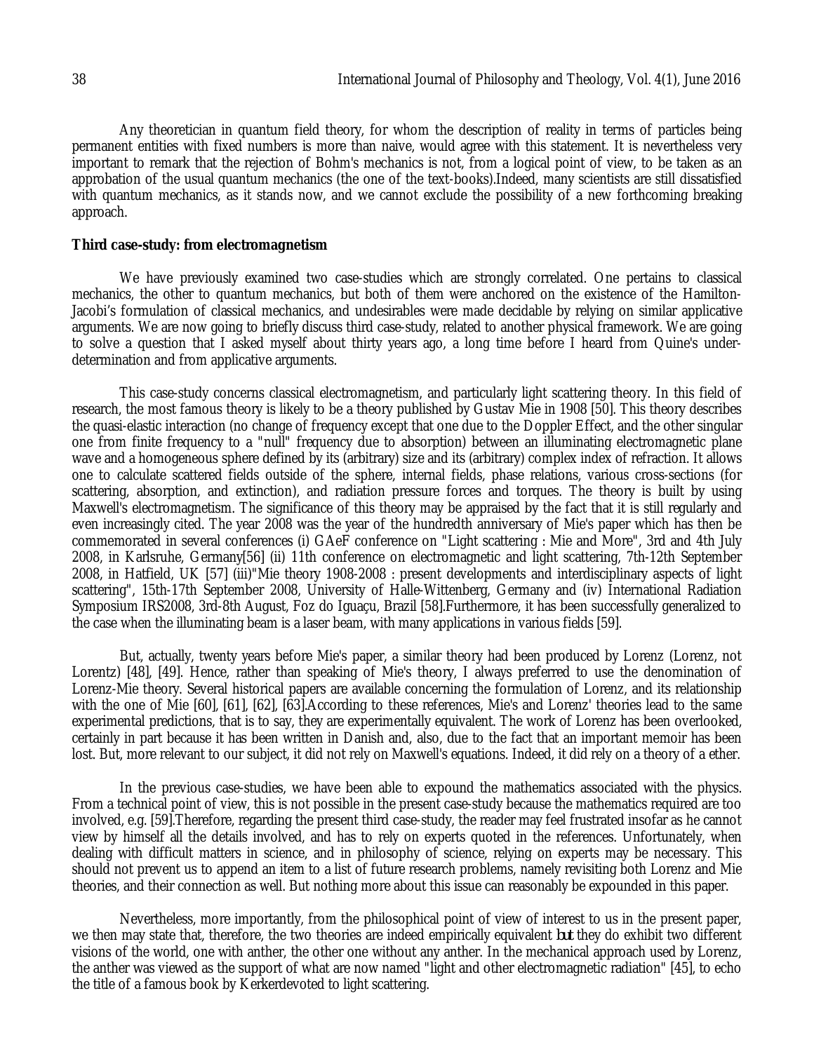Any theoretician in quantum field theory, for whom the description of reality in terms of particles being permanent entities with fixed numbers is more than naive, would agree with this statement. It is nevertheless very important to remark that the rejection of Bohm's mechanics is not, from a logical point of view, to be taken as an approbation of the usual quantum mechanics (the one of the text-books).Indeed, many scientists are still dissatisfied with quantum mechanics, as it stands now, and we cannot exclude the possibility of a new forthcoming breaking approach.

**Third case-study: from electromagnetism**

We have previously examined two case-studies which are strongly correlated. One pertains to classical mechanics, the other to quantum mechanics, but both of them were anchored on the existence of the Hamilton-Jacobi's formulation of classical mechanics, and undesirables were made decidable by relying on similar applicative arguments. We are now going to briefly discuss third case-study, related to another physical framework. We are going to solve a question that I asked myself about thirty years ago, a long time before I heard from Quine's under-determination and from applicative arguments.

This case-study concerns classical electromagnetism, and particularly light scattering theory. In this field of research, the most famous theory is likely to be a theory published by Gustav Mie in 1908 [50]. This theory describes the quasi-elastic interaction (no change of frequency except that one due to the Doppler Effect, and the other singular one from finite frequency to a "null" frequency due to absorption) between an illuminating electromagnetic plane wave and a homogeneous sphere defined by its (arbitrary) size and its (arbitrary) complex index of refraction. It allows one to calculate scattered fields outside of the sphere, internal fields, phase relations, various cross-sections (for scattering, absorption, and extinction), and radiation pressure forces and torques. The theory is built by using Maxwell's electromagnetism. The significance of this theory may be appraised by the fact that it is still regularly and even increasingly cited. The year 2008 was the year of the hundredth anniversary of Mie's paper which has then be commemorated in several conferences (i) GAeF conference on "Light scattering : Mie and More", 3rd and 4th July 2008, in Karlsruhe, Germany[56] (ii) 11th conference on electromagnetic and light scattering, 7th-12th September 2008, in Hatfield, UK [57] (iii)"Mie theory 1908-2008 : present developments and interdisciplinary aspects of light scattering", 15th-17th September 2008, University of Halle-Wittenberg, Germany and (iv) International Radiation Symposium IRS2008, 3rd-8th August, Foz do Iguaçu, Brazil [58].Furthermore, it has been successfully generalized to the case when the illuminating beam is a laser beam, with many applications in various fields [59].

But, actually, twenty years before Mie's paper, a similar theory had been produced by Lorenz (Lorenz, not Lorentz) [48], [49]. Hence, rather than speaking of Mie's theory, I always preferred to use the denomination of Lorenz-Mie theory. Several historical papers are available concerning the formulation of Lorenz, and its relationship with the one of Mie [60], [61], [62], [63].According to these references, Mie's and Lorenz' theories lead to the same experimental predictions, that is to say, they are experimentally equivalent. The work of Lorenz has been overlooked, certainly in part because it has been written in Danish and, also, due to the fact that an important memoir has been lost. But, more relevant to our subject, it did not rely on Maxwell's equations. Indeed, it did rely on a theory of a ether.

In the previous case-studies, we have been able to expound the mathematics associated with the physics. From a technical point of view, this is not possible in the present case-study because the mathematics required are too involved, e.g. [59].Therefore, regarding the present third case-study, the reader may feel frustrated insofar as he cannot view by himself all the details involved, and has to rely on experts quoted in the references. Unfortunately, when dealing with difficult matters in science, and in philosophy of science, relying on experts may be necessary. This should not prevent us to append an item to a list of future research problems, namely revisiting both Lorenz and Mie theories, and their connection as well. But nothing more about this issue can reasonably be expounded in this paper.

Nevertheless, more importantly, from the philosophical point of view of interest to us in the present paper, we then may state that, therefore, the two theories are indeed empirically equivalent **but** they do exhibit two different visions of the world, one with anther, the other one without any anther. In the mechanical approach used by Lorenz, the anther was viewed as the support of what are now named "light and other electromagnetic radiation" [45], to echo the title of a famous book by Kerkerdevoted to light scattering.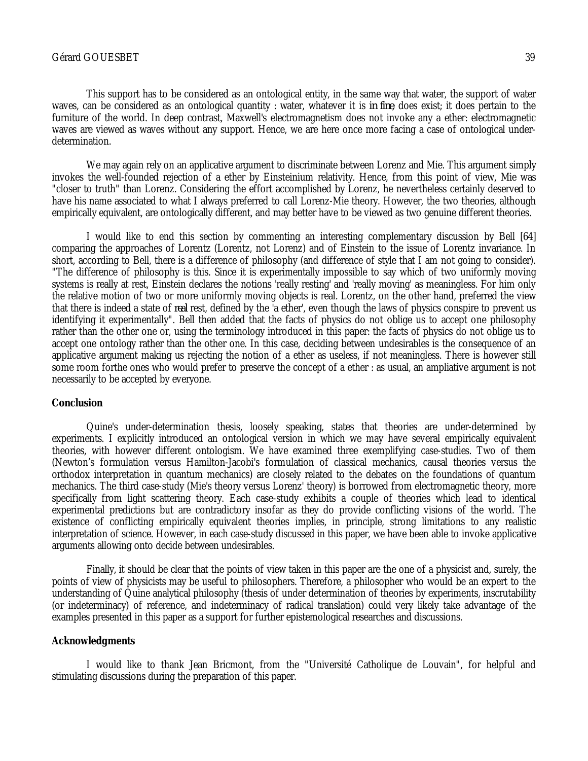This support has to be considered as an ontological entity, in the same way that water, the support of water waves, can be considered as an ontological quantity : water, whatever it is *in fine*, does exist; it does pertain to the furniture of the world. In deep contrast, Maxwell's electromagnetism does not invoke any a ether: electromagnetic waves are viewed as waves without any support. Hence, we are here once more facing a case of ontological under-determination.

We may again rely on an applicative argument to discriminate between Lorenz and Mie. This argument simply invokes the well-founded rejection of a ether by Einsteinium relativity. Hence, from this point of view, Mie was "closer to truth" than Lorenz. Considering the effort accomplished by Lorenz, he nevertheless certainly deserved to have his name associated to what I always preferred to call Lorenz-Mie theory. However, the two theories, although empirically equivalent, are ontologically different, and may better have to be viewed as two genuine different theories.

I would like to end this section by commenting an interesting complementary discussion by Bell [64] comparing the approaches of Lorentz (Lorentz, not Lorenz) and of Einstein to the issue of Lorentz invariance. In short, according to Bell, there is a difference of philosophy (and difference of style that I am not going to consider). "The difference of philosophy is this. Since it is experimentally impossible to say which of two uniformly moving systems is really at rest, Einstein declares the notions 'really resting' and 'really moving' as meaningless. For him only the relative motion of two or more uniformly moving objects is real. Lorentz, on the other hand, preferred the view that there is indeed a state of *real* rest, defined by the 'a ether', even though the laws of physics conspire to prevent us identifying it experimentally". Bell then added that the facts of physics do not oblige us to accept one philosophy rather than the other one or, using the terminology introduced in this paper: the facts of physics do not oblige us to accept one ontology rather than the other one. In this case, deciding between undesirables is the consequence of an applicative argument making us rejecting the notion of a ether as useless, if not meaningless. There is however still some room forthe ones who would prefer to preserve the concept of a ether : as usual, an ampliative argument is not necessarily to be accepted by everyone.

## Conclusion

Quine's under-determination thesis, loosely speaking, states that theories are under-determined by experiments. I explicitly introduced an ontological version in which we may have several empirically equivalent theories, with however different ontologism. We have examined three exemplifying case-studies. Two of them (Newton's formulation versus Hamilton-Jacobi's formulation of classical mechanics, causal theories versus the orthodox interpretation in quantum mechanics) are closely related to the debates on the foundations of quantum mechanics. The third case-study (Mie's theory versus Lorenz' theory) is borrowed from electromagnetic theory, more specifically from light scattering theory. Each case-study exhibits a couple of theories which lead to identical experimental predictions but are contradictory insofar as they do provide conflicting visions of the world. The existence of conflicting empirically equivalent theories implies, in principle, strong limitations to any realistic interpretation of science. However, in each case-study discussed in this paper, we have been able to invoke applicative arguments allowing onto decide between undesirables.

Finally, it should be clear that the points of view taken in this paper are the one of a physicist and, surely, the points of view of physicists may be useful to philosophers. Therefore, a philosopher who would be an expert to the understanding of Quine analytical philosophy (thesis of under determination of theories by experiments, inscrutability (or indeterminacy) of reference, and indeterminacy of radical translation) could very likely take advantage of the examples presented in this paper as a support for further epistemological researches and discussions.

## Acknowledgments

I would like to thank Jean Bricmont, from the "Université Catholique de Louvain", for helpful and stimulating discussions during the preparation of this paper.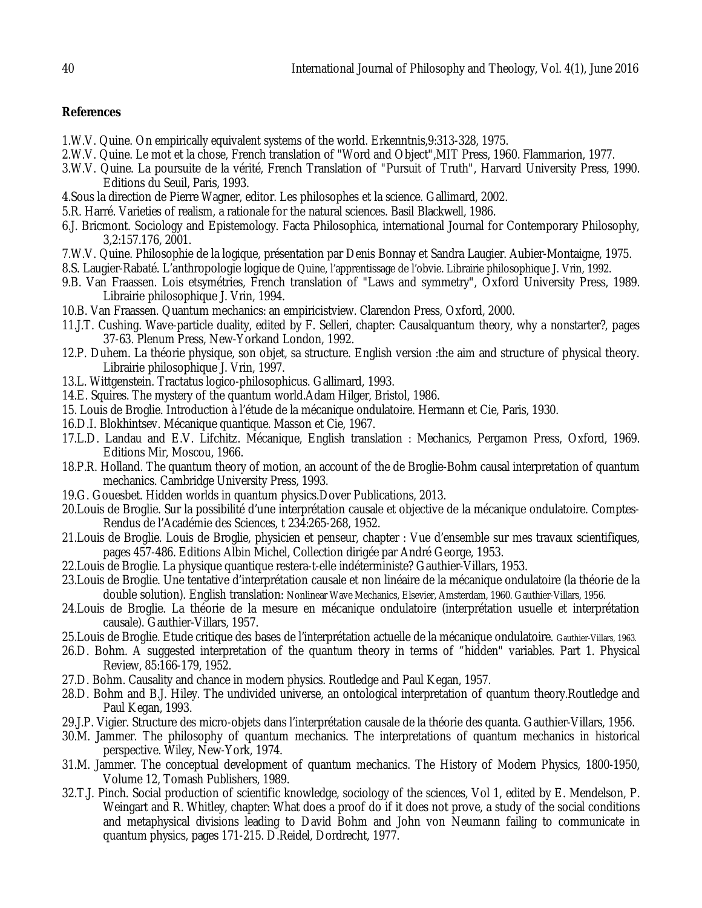## References

1.W.V. Quine. On empirically equivalent systems of the world. Erkenntnis,9:313-328, 1975.

2.W.V. Quine. Le mot et la chose, French translation of "Word and Object",MIT Press, 1960. Flammarion, 1977.

3.W.V. Quine. La poursuite de la vérité, French Translation of "Pursuit of Truth", Harvard University Press, 1990. Editions du Seuil, Paris, 1993.

4.Sous la direction de Pierre Wagner, editor. Les philosophes et la science. Gallimard, 2002.

5.R. Harré. Varieties of realism, a rationale for the natural sciences. Basil Blackwell, 1986.

6.J. Bricmont. Sociology and Epistemology. Facta Philosophica, international Journal for Contemporary Philosophy, 3,2:157.176, 2001.

7.W.V. Quine. Philosophie de la logique, présentation par Denis Bonnay et Sandra Laugier. Aubier-Montaigne, 1975.

8.S. Laugier-Rabaté. L'anthropologie logique de Quine, l'apprentissage de l'obvie. Librairie philosophique J. Vrin, 1992.

9.B. Van Fraassen. Lois etsymétries, French translation of "Laws and symmetry", Oxford University Press, 1989. Librairie philosophique J. Vrin, 1994.

10.B. Van Fraassen. Quantum mechanics: an empiricistview. Clarendon Press, Oxford, 2000.

11.J.T. Cushing. Wave-particle duality, edited by F. Selleri, chapter: Causalquantum theory, why a nonstarter?, pages 37-63. Plenum Press, New-Yorkand London, 1992.

12.P. Duhem. La théorie physique, son objet, sa structure. English version :the aim and structure of physical theory. Librairie philosophique J. Vrin, 1997.

13.L. Wittgenstein. Tractatus logico-philosophicus. Gallimard, 1993.

14.E. Squires. The mystery of the quantum world.Adam Hilger, Bristol, 1986.

15. Louis de Broglie. Introduction à l'étude de la mécanique ondulatoire. Hermann et Cie, Paris, 1930.

16.D.I. Blokhintsev. Mécanique quantique. Masson et Cie, 1967.

17.L.D. Landau and E.V. Lifchitz. Mécanique, English translation : Mechanics, Pergamon Press, Oxford, 1969. Editions Mir, Moscou, 1966.

18.P.R. Holland. The quantum theory of motion, an account of the de Broglie-Bohm causal interpretation of quantum mechanics. Cambridge University Press, 1993.

19.G. Gouesbet. Hidden worlds in quantum physics.Dover Publications, 2013.

20.Louis de Broglie. Sur la possibilité d'une interprétation causale et objective de la mécanique ondulatoire. Comptes-Rendus de l'Académie des Sciences, t 234:265-268, 1952.

21.Louis de Broglie. Louis de Broglie, physicien et penseur, chapter : Vue d'ensemble sur mes travaux scientifiques, pages 457-486. Editions Albin Michel, Collection dirigée par André George, 1953.

22.Louis de Broglie. La physique quantique restera-t-elle indéterministe? Gauthier-Villars, 1953.

23.Louis de Broglie. Une tentative d'interprétation causale et non linéaire de la mécanique ondulatoire (la théorie de la double solution). English translation: Nonlinear Wave Mechanics, Elsevier, Amsterdam, 1960. Gauthier-Villars, 1956.

24.Louis de Broglie. La théorie de la mesure en mécanique ondulatoire (interprétation usuelle et interprétation causale). Gauthier-Villars, 1957.

25.Louis de Broglie. Etude critique des bases de l'interprétation actuelle de la mécanique ondulatoire. Gauthier-Villars, 1963.

26.D. Bohm. A suggested interpretation of the quantum theory in terms of "hidden" variables. Part 1. Physical Review, 85:166-179, 1952.

27.D. Bohm. Causality and chance in modern physics. Routledge and Paul Kegan, 1957.

28.D. Bohm and B.J. Hiley. The undivided universe, an ontological interpretation of quantum theory.Routledge and Paul Kegan, 1993.

29.J.P. Vigier. Structure des micro-objets dans l'interprétation causale de la théorie des quanta. Gauthier-Villars, 1956.

30.M. Jammer. The philosophy of quantum mechanics. The interpretations of quantum mechanics in historical perspective. Wiley, New-York, 1974.

31.M. Jammer. The conceptual development of quantum mechanics. The History of Modern Physics, 1800-1950, Volume 12, Tomash Publishers, 1989.

32.T.J. Pinch. Social production of scientific knowledge, sociology of the sciences, Vol 1, edited by E. Mendelson, P. Weingart and R. Whitley, chapter: What does a proof do if it does not prove, a study of the social conditions and metaphysical divisions leading to David Bohm and John von Neumann failing to communicate in quantum physics, pages 171-215. D.Reidel, Dordrecht, 1977.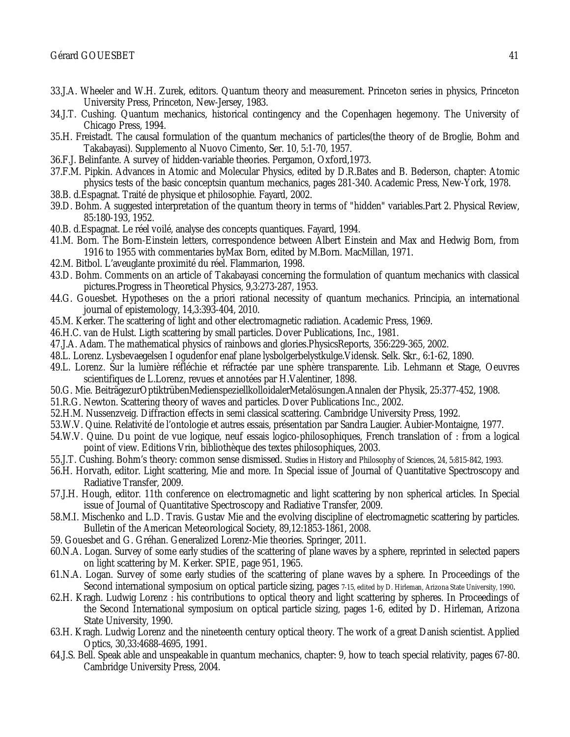33. J.A. Wheeler and W.H. Zurek, editors. Quantum theory and measurement. Princeton series in physics, Princeton University Press, Princeton, New-Jersey, 1983.
34. J.T. Cushing. Quantum mechanics, historical contingency and the Copenhagen hegemony. The University of Chicago Press, 1994.
35. H. Freistadt. The causal formulation of the quantum mechanics of particles(the theory of de Broglie, Bohm and Takabayasi). Supplemento al Nuovo Cimento, Ser. 10, 5:1-70, 1957.
36. F.J. Belinfante. A survey of hidden-variable theories. Pergamon, Oxford,1973.
37. F.M. Pipkin. Advances in Atomic and Molecular Physics, edited by D.R.Bates and B. Bederson, chapter: Atomic physics tests of the basic conceptsin quantum mechanics, pages 281-340. Academic Press, New-York, 1978.
38. B. d.Espagnat. Traité de physique et philosophie. Fayard, 2002.
39. D. Bohm. A suggested interpretation of the quantum theory in terms of "hidden" variables.Part 2. Physical Review, 85:180-193, 1952.
40. B. d.Espagnat. Le réel voilé, analyse des concepts quantiques. Fayard, 1994.
41. M. Born. The Born-Einstein letters, correspondence between Albert Einstein and Max and Hedwig Born, from 1916 to 1955 with commentaries byMax Born, edited by M.Born. MacMillan, 1971.
42. M. Bitbol. L'aveuglante proximité du réel. Flammarion, 1998.
43. D. Bohm. Comments on an article of Takabayasi concerning the formulation of quantum mechanics with classical pictures.Progress in Theoretical Physics, 9,3:273-287, 1953.
44. G. Gouesbet. Hypotheses on the a priori rational necessity of quantum mechanics. Principia, an international journal of epistemology, 14,3:393-404, 2010.
45. M. Kerker. The scattering of light and other electromagnetic radiation. Academic Press, 1969.
46. H.C. van de Hulst. Ligth scattering by small particles. Dover Publications, Inc., 1981.
47. J.A. Adam. The mathematical physics of rainbows and glories.PhysicsReports, 356:229-365, 2002.
48. L. Lorenz. Lysbevaegelsen I ogudenfor enaf plane lysbolgerbelystkulge.Vidensk. Selk. Skr., 6:1-62, 1890.
49. L. Lorenz. Sur la lumière réfléchie et réfractée par une sphère transparente. Lib. Lehmann et Stage, Oeuvres scientifiques de L.Lorenz, revues et annotées par H.Valentiner, 1898.
50. G. Mie. BeiträgezurOptiktrübenMedienspeziellkolloidalerMetalösungen.Annalen der Physik, 25:377-452, 1908.
51. R.G. Newton. Scattering theory of waves and particles. Dover Publications Inc., 2002.
52. H.M. Nussenzveig. Diffraction effects in semi classical scattering. Cambridge University Press, 1992.
53. W.V. Quine. Relativité de l'ontologie et autres essais, présentation par Sandra Laugier. Aubier-Montaigne, 1977.
54. W.V. Quine. Du point de vue logique, neuf essais logico-philosophiques, French translation of : from a logical point of view. Editions Vrin, bibliothèque des textes philosophiques, 2003.
55. J.T. Cushing. Bohm's theory: common sense dismissed. Studies in History and Philosophy of Sciences, 24, 5:815-842, 1993.
56. H. Horvath, editor. Light scattering, Mie and more. In Special issue of Journal of Quantitative Spectroscopy and Radiative Transfer, 2009.
57. J.H. Hough, editor. 11th conference on electromagnetic and light scattering by non spherical articles. In Special issue of Journal of Quantitative Spectroscopy and Radiative Transfer, 2009.
58. M.I. Mischenko and L.D. Travis. Gustav Mie and the evolving discipline of electromagnetic scattering by particles. Bulletin of the American Meteorological Society, 89,12:1853-1861, 2008.
59. Gouesbet and G. Gréhan. Generalized Lorenz-Mie theories. Springer, 2011.
60. N.A. Logan. Survey of some early studies of the scattering of plane waves by a sphere, reprinted in selected papers on light scattering by M. Kerker. SPIE, page 951, 1965.
61. N.A. Logan. Survey of some early studies of the scattering of plane waves by a sphere. In Proceedings of the Second international symposium on optical particle sizing, pages 7-15, edited by D. Hirleman, Arizona State University, 1990.
62. H. Kragh. Ludwig Lorenz : his contributions to optical theory and light scattering by spheres. In Proceedings of the Second International symposium on optical particle sizing, pages 1-6, edited by D. Hirleman, Arizona State University, 1990.
63. H. Kragh. Ludwig Lorenz and the nineteenth century optical theory. The work of a great Danish scientist. Applied Optics, 30,33:4688-4695, 1991.
64. J.S. Bell. Speak able and unspeakable in quantum mechanics, chapter: 9, how to teach special relativity, pages 67-80. Cambridge University Press, 2004.